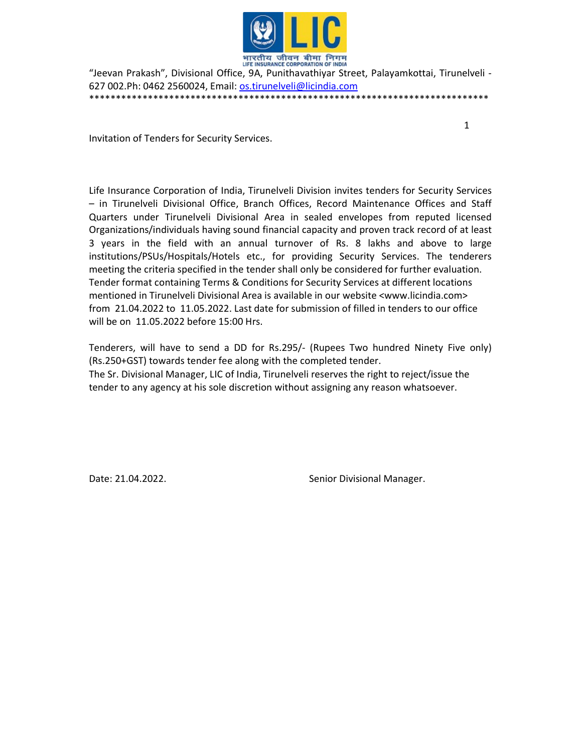"Jeevan Prakash", Divisional Office, 9A, Punithavathiyar Street, Palayamkottai, Tirunelveli - 627 002.Ph: 0462 2560024, Email: os.tirunelveli@licindia.com

*****************************************************************************

Invitation of Tenders for Security Services.

Life Insurance Corporation of India, Tirunelveli Division invites tenders for Security Services – in Tirunelveli Divisional Office, Branch Offices, Record Maintenance Offices and Staff Quarters under Tirunelveli Divisional Area in sealed envelopes from reputed licensed Organizations/individuals having sound financial capacity and proven track record of at least 3 years in the field with an annual turnover of Rs. 8 lakhs and above to large institutions/PSUs/Hospitals/Hotels etc., for providing Security Services. The tenderers meeting the criteria specified in the tender shall only be considered for further evaluation. Tender format containing Terms & Conditions for Security Services at different locations mentioned in Tirunelveli Divisional Area is available in our website <www.licindia.com> from 21.04.2022 to 11.05.2022. Last date for submission of filled in tenders to our office will be on 11.05.2022 before 15:00 Hrs.

Tenderers, will have to send a DD for Rs.295/- (Rupees Two hundred Ninety Five only) (Rs.250+GST) towards tender fee along with the completed tender.

The Sr. Divisional Manager, LIC of India, Tirunelveli reserves the right to reject/issue the tender to any agency at his sole discretion without assigning any reason whatsoever.

Date: 21.04.2022. Senior Divisional Manager.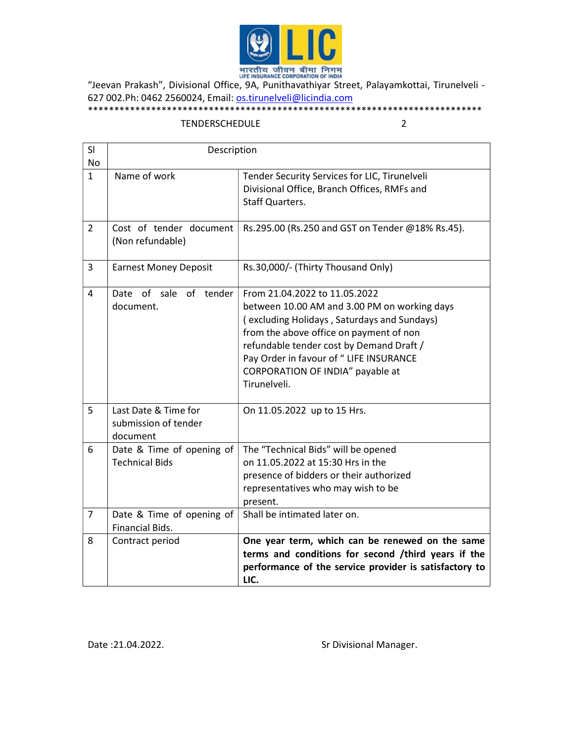भारतीय जीवन बीमा निगम
LIFE INSURANCE CORPORATION OF INDIA

"Jeevan Prakash", Divisional Office, 9A, Punithavathiyar Street, Palayamkottai, Tirunelveli - 627 002.Ph: 0462 2560024, Email: os.tirunelveli@licindia.com

******************************************************************************

TENDERSCHEDULE

| Sl No | Description | |
|---|---|---|
| 1 | Name of work | Tender Security Services for LIC, Tirunelveli Divisional Office, Branch Offices, RMFs and Staff Quarters. |
| 2 | Cost of tender document (Non refundable) | Rs.295.00 (Rs.250 and GST on Tender @18% Rs.45). |
| 3 | Earnest Money Deposit | Rs.30,000/- (Thirty Thousand Only) |
| 4 | Date of sale of tender document. | From 21.04.2022 to 11.05.2022 between 10.00 AM and 3.00 PM on working days ( excluding Holidays , Saturdays and Sundays) from the above office on payment of non refundable tender cost by Demand Draft / Pay Order in favour of " LIFE INSURANCE CORPORATION OF INDIA" payable at Tirunelveli. |
| 5 | Last Date & Time for submission of tender document | On 11.05.2022 up to 15 Hrs. |
| 6 | Date & Time of opening of Technical Bids | The "Technical Bids" will be opened on 11.05.2022 at 15:30 Hrs in the presence of bidders or their authorized representatives who may wish to be present. |
| 7 | Date & Time of opening of Financial Bids. | Shall be intimated later on. |
| 8 | Contract period | **One year term, which can be renewed on the same terms and conditions for second /third years if the performance of the service provider is satisfactory to LIC.** |

Date :21.04.2022. Sr Divisional Manager.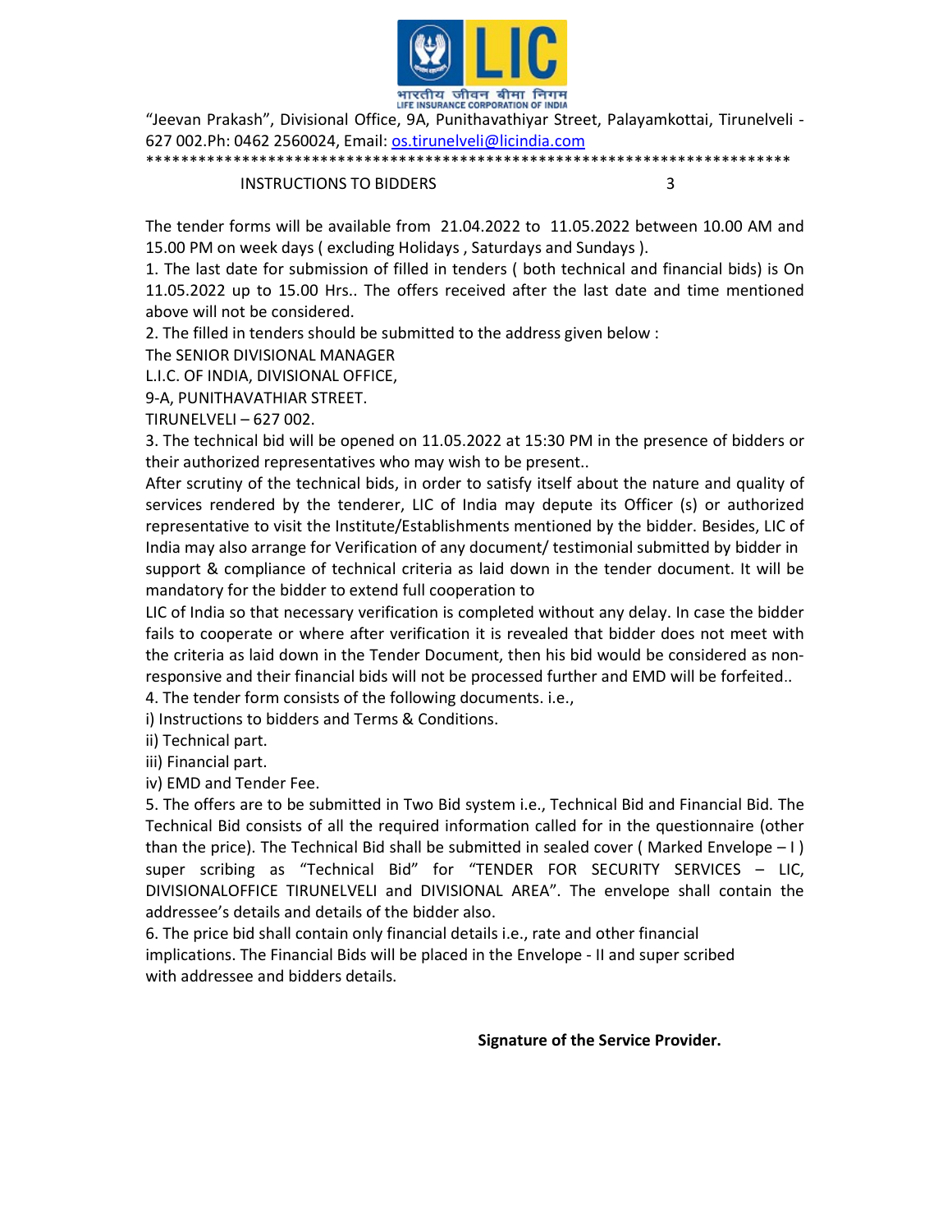"Jeevan Prakash", Divisional Office, 9A, Punithavathiyar Street, Palayamkottai, Tirunelveli - 627 002.Ph: 0462 2560024, Email: os.tirunelveli@licindia.com

****************************************************************************

INSTRUCTIONS TO BIDDERS

The tender forms will be available from 21.04.2022 to 11.05.2022 between 10.00 AM and 15.00 PM on week days ( excluding Holidays , Saturdays and Sundays ).

1. The last date for submission of filled in tenders ( both technical and financial bids) is On 11.05.2022 up to 15.00 Hrs.. The offers received after the last date and time mentioned above will not be considered.

2. The filled in tenders should be submitted to the address given below :

The SENIOR DIVISIONAL MANAGER
L.I.C. OF INDIA, DIVISIONAL OFFICE,
9-A, PUNITHAVATHIAR STREET.
TIRUNELVELI – 627 002.

3. The technical bid will be opened on 11.05.2022 at 15:30 PM in the presence of bidders or their authorized representatives who may wish to be present..

After scrutiny of the technical bids, in order to satisfy itself about the nature and quality of services rendered by the tenderer, LIC of India may depute its Officer (s) or authorized representative to visit the Institute/Establishments mentioned by the bidder. Besides, LIC of India may also arrange for Verification of any document/ testimonial submitted by bidder in support & compliance of technical criteria as laid down in the tender document. It will be mandatory for the bidder to extend full cooperation to LIC of India so that necessary verification is completed without any delay. In case the bidder fails to cooperate or where after verification it is revealed that bidder does not meet with the criteria as laid down in the Tender Document, then his bid would be considered as non-responsive and their financial bids will not be processed further and EMD will be forfeited..

4. The tender form consists of the following documents. i.e.,

i) Instructions to bidders and Terms & Conditions.
ii) Technical part.
iii) Financial part.
iv) EMD and Tender Fee.

5. The offers are to be submitted in Two Bid system i.e., Technical Bid and Financial Bid. The Technical Bid consists of all the required information called for in the questionnaire (other than the price). The Technical Bid shall be submitted in sealed cover ( Marked Envelope – I ) super scribing as "Technical Bid" for "TENDER FOR SECURITY SERVICES – LIC, DIVISIONALOFFICE TIRUNELVELI and DIVISIONAL AREA". The envelope shall contain the addressee's details and details of the bidder also.

6. The price bid shall contain only financial details i.e., rate and other financial implications. The Financial Bids will be placed in the Envelope - II and super scribed with addressee and bidders details.

**Signature of the Service Provider.**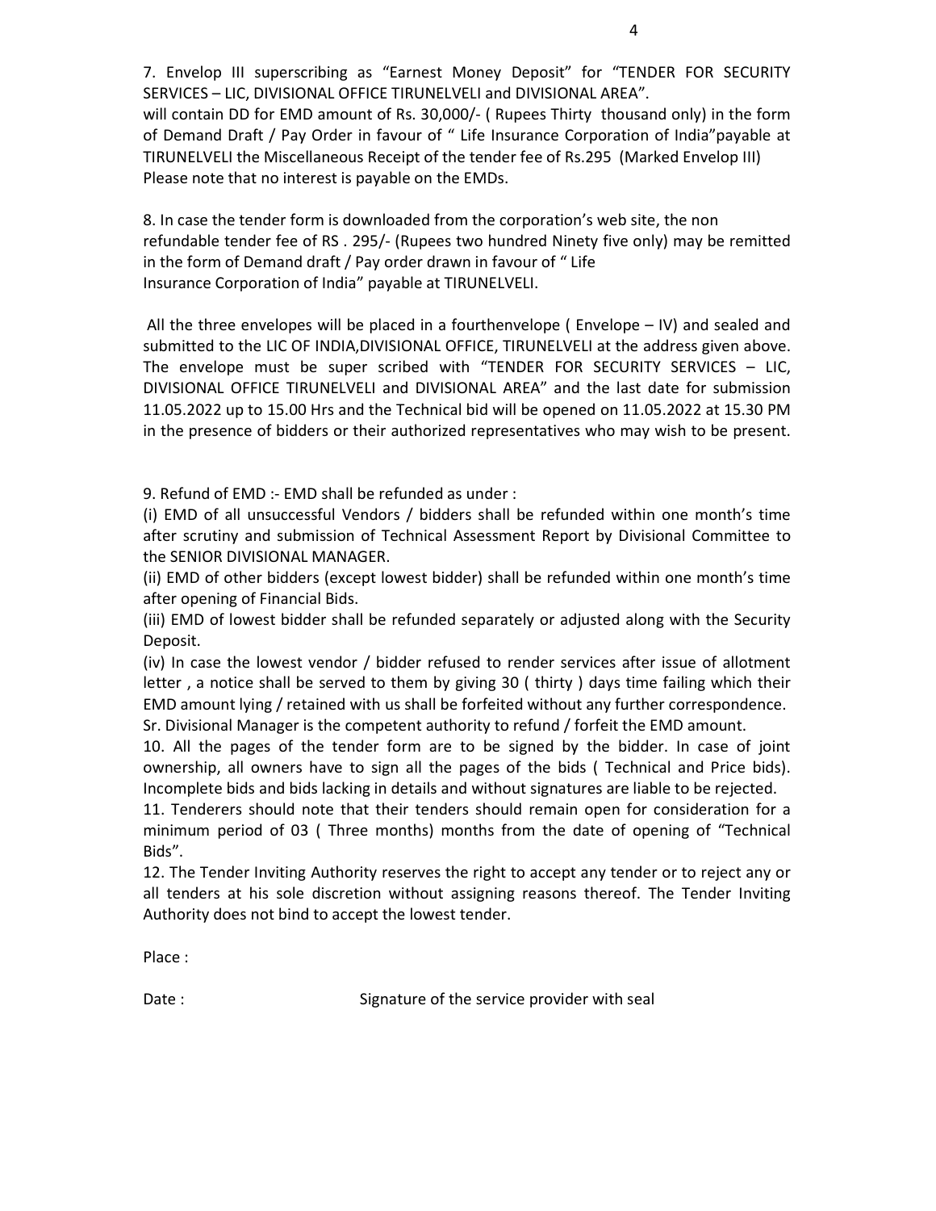7. Envelop III superscribing as “Earnest Money Deposit” for “TENDER FOR SECURITY SERVICES – LIC, DIVISIONAL OFFICE TIRUNELVELI and DIVISIONAL AREA”.
will contain DD for EMD amount of Rs. 30,000/- ( Rupees Thirty thousand only) in the form of Demand Draft / Pay Order in favour of “ Life Insurance Corporation of India”payable at TIRUNELVELI the Miscellaneous Receipt of the tender fee of Rs.295 (Marked Envelop III)
Please note that no interest is payable on the EMDs.

8. In case the tender form is downloaded from the corporation’s web site, the non refundable tender fee of RS . 295/- (Rupees two hundred Ninety five only) may be remitted in the form of Demand draft / Pay order drawn in favour of “ Life Insurance Corporation of India” payable at TIRUNELVELI.

All the three envelopes will be placed in a fourthenvelope ( Envelope – IV) and sealed and submitted to the LIC OF INDIA,DIVISIONAL OFFICE, TIRUNELVELI at the address given above. The envelope must be super scribed with “TENDER FOR SECURITY SERVICES – LIC, DIVISIONAL OFFICE TIRUNELVELI and DIVISIONAL AREA” and the last date for submission 11.05.2022 up to 15.00 Hrs and the Technical bid will be opened on 11.05.2022 at 15.30 PM in the presence of bidders or their authorized representatives who may wish to be present.

9. Refund of EMD :- EMD shall be refunded as under :
(i) EMD of all unsuccessful Vendors / bidders shall be refunded within one month’s time after scrutiny and submission of Technical Assessment Report by Divisional Committee to the SENIOR DIVISIONAL MANAGER.
(ii) EMD of other bidders (except lowest bidder) shall be refunded within one month’s time after opening of Financial Bids.
(iii) EMD of lowest bidder shall be refunded separately or adjusted along with the Security Deposit.
(iv) In case the lowest vendor / bidder refused to render services after issue of allotment letter , a notice shall be served to them by giving 30 ( thirty ) days time failing which their EMD amount lying / retained with us shall be forfeited without any further correspondence.
Sr. Divisional Manager is the competent authority to refund / forfeit the EMD amount.

10. All the pages of the tender form are to be signed by the bidder. In case of joint ownership, all owners have to sign all the pages of the bids ( Technical and Price bids). Incomplete bids and bids lacking in details and without signatures are liable to be rejected.

11. Tenderers should note that their tenders should remain open for consideration for a minimum period of 03 ( Three months) months from the date of opening of “Technical Bids”.

12. The Tender Inviting Authority reserves the right to accept any tender or to reject any or all tenders at his sole discretion without assigning reasons thereof. The Tender Inviting Authority does not bind to accept the lowest tender.

Place :

Date : Signature of the service provider with seal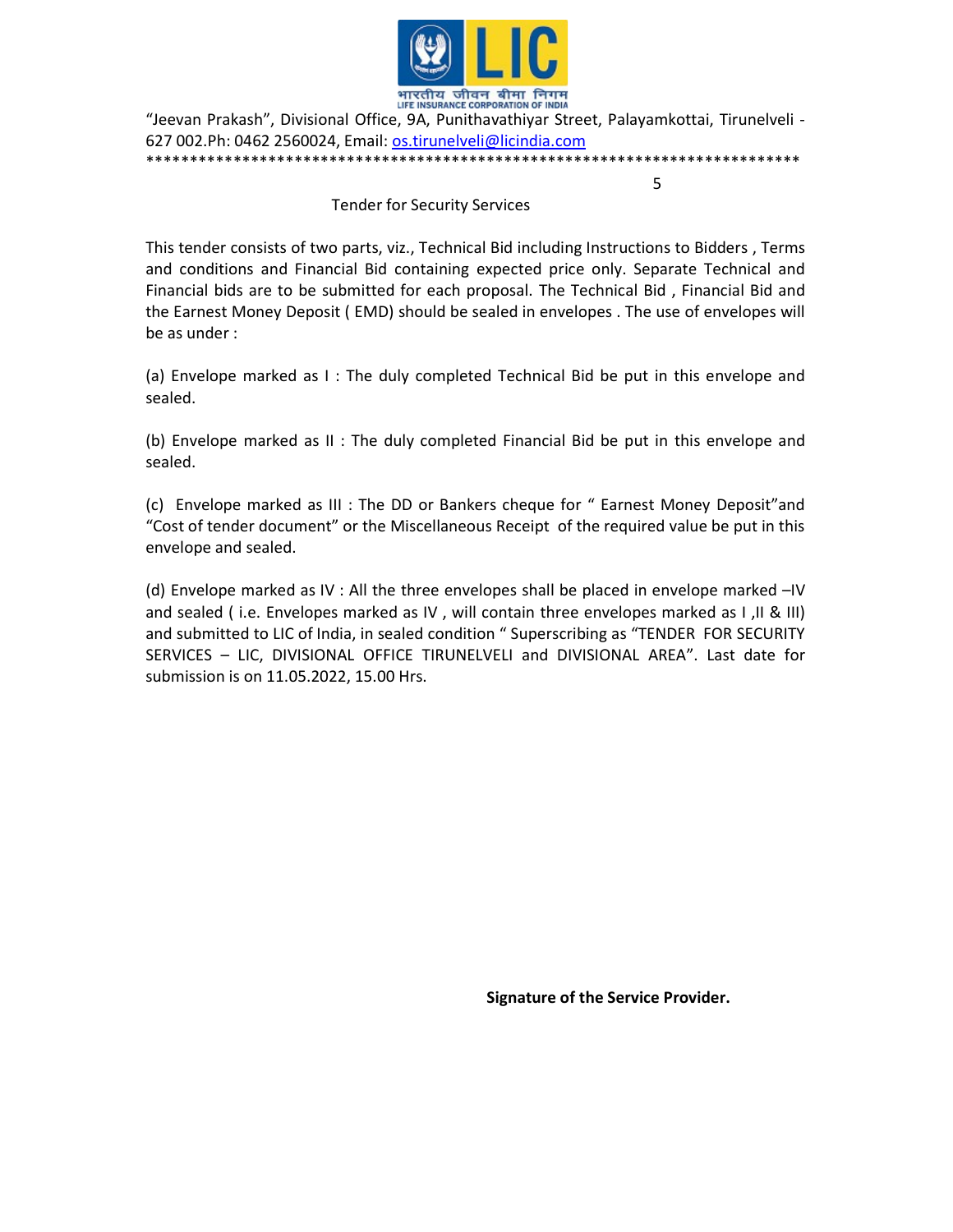"Jeevan Prakash", Divisional Office, 9A, Punithavathiyar Street, Palayamkottai, Tirunelveli - 627 002.Ph: 0462 2560024, Email: os.tirunelveli@licindia.com

**************************************************************************

## Tender for Security Services

This tender consists of two parts, viz., Technical Bid including Instructions to Bidders , Terms and conditions and Financial Bid containing expected price only. Separate Technical and Financial bids are to be submitted for each proposal. The Technical Bid , Financial Bid and the Earnest Money Deposit ( EMD) should be sealed in envelopes . The use of envelopes will be as under :

(a) Envelope marked as I : The duly completed Technical Bid be put in this envelope and sealed.

(b) Envelope marked as II : The duly completed Financial Bid be put in this envelope and sealed.

(c) Envelope marked as III : The DD or Bankers cheque for " Earnest Money Deposit"and "Cost of tender document" or the Miscellaneous Receipt of the required value be put in this envelope and sealed.

(d) Envelope marked as IV : All the three envelopes shall be placed in envelope marked –IV and sealed ( i.e. Envelopes marked as IV , will contain three envelopes marked as I ,II & III) and submitted to LIC of India, in sealed condition " Superscribing as "TENDER FOR SECURITY SERVICES – LIC, DIVISIONAL OFFICE TIRUNELVELI and DIVISIONAL AREA". Last date for submission is on 11.05.2022, 15.00 Hrs.

**Signature of the Service Provider.**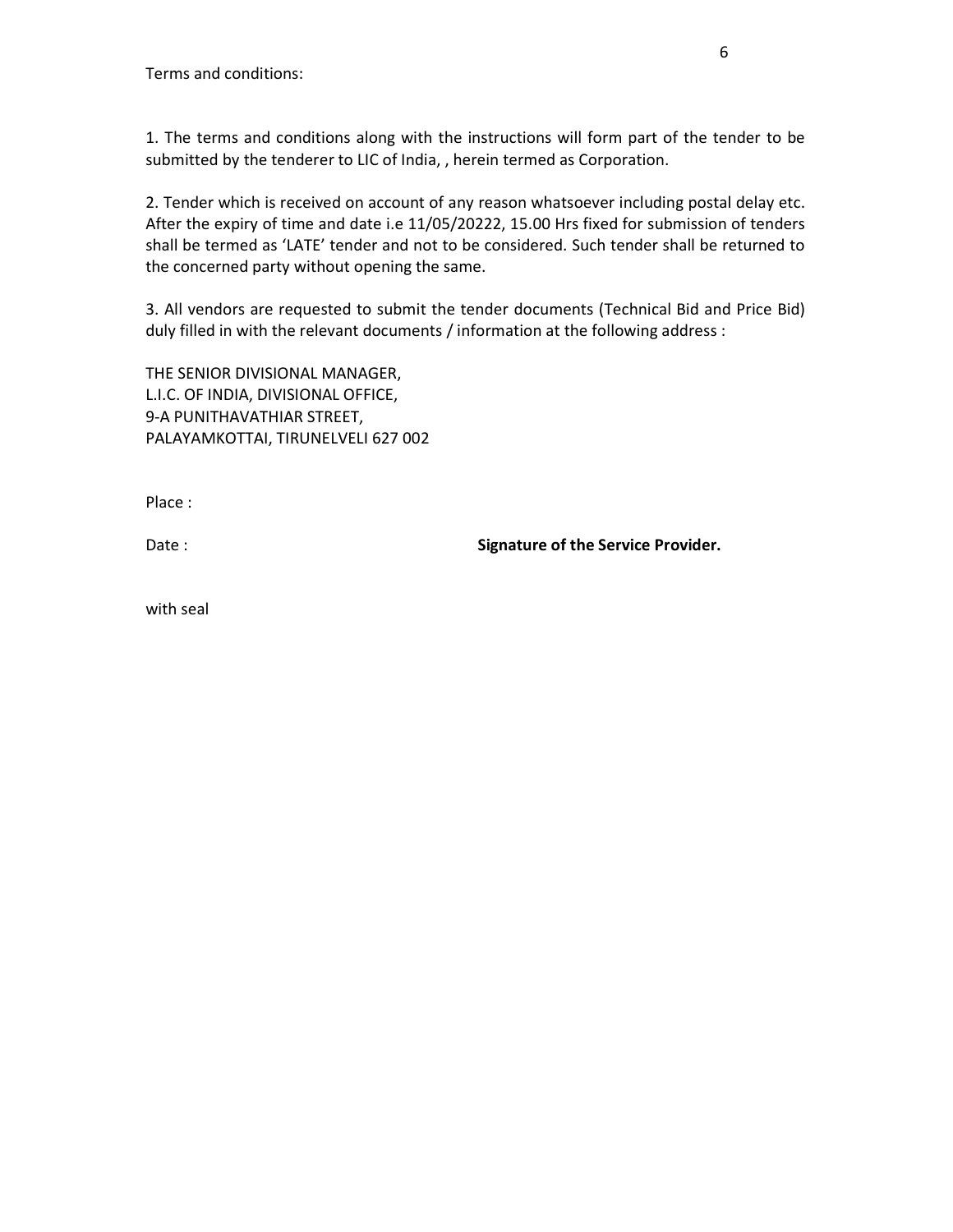Terms and conditions:

1. The terms and conditions along with the instructions will form part of the tender to be submitted by the tenderer to LIC of India, , herein termed as Corporation.

2. Tender which is received on account of any reason whatsoever including postal delay etc. After the expiry of time and date i.e 11/05/20222, 15.00 Hrs fixed for submission of tenders shall be termed as 'LATE' tender and not to be considered. Such tender shall be returned to the concerned party without opening the same.

3. All vendors are requested to submit the tender documents (Technical Bid and Price Bid) duly filled in with the relevant documents / information at the following address :

THE SENIOR DIVISIONAL MANAGER,
L.I.C. OF INDIA, DIVISIONAL OFFICE,
9-A PUNITHAVATHIAR STREET,
PALAYAMKOTTAI, TIRUNELVELI 627 002

Place :

Date : **Signature of the Service Provider.**

with seal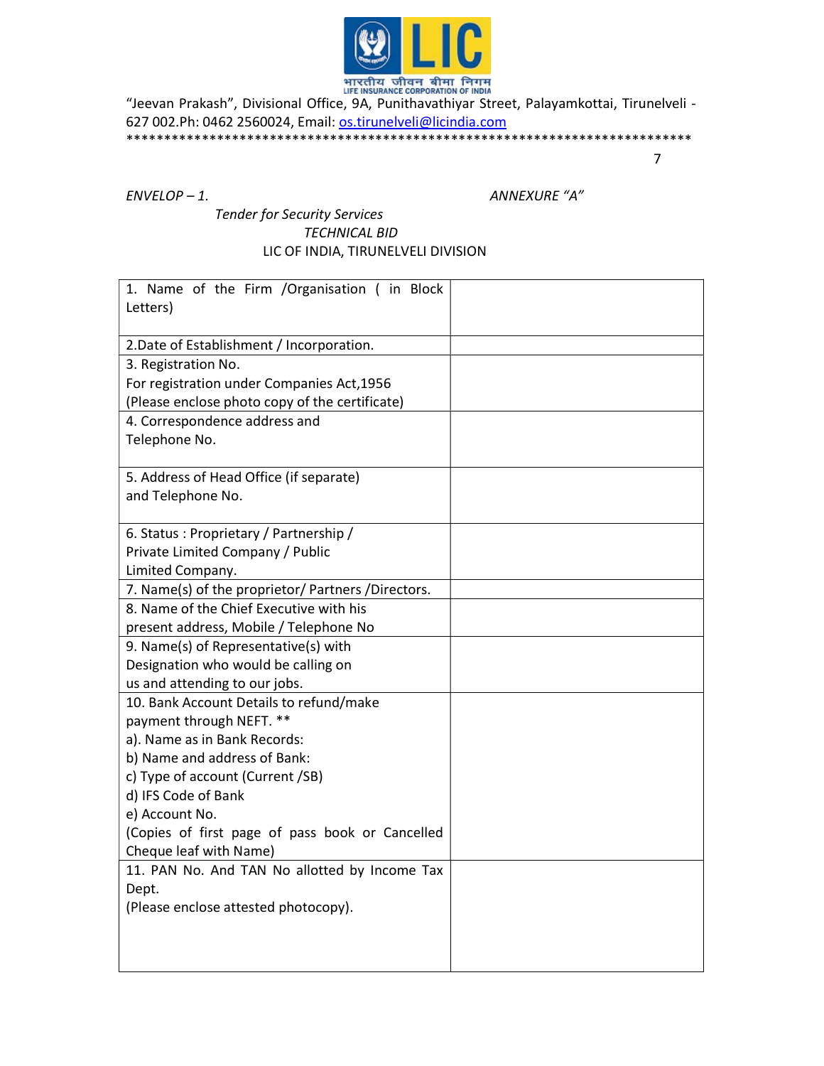"Jeevan Prakash", Divisional Office, 9A, Punithavathiyar Street, Palayamkottai, Tirunelveli - 627 002.Ph: 0462 2560024, Email: os.tirunelveli@licindia.com

*ENVELOP – 1.* *ANNEXURE "A"*

*Tender for Security Services*

*TECHNICAL BID*

LIC OF INDIA, TIRUNELVELI DIVISION

| | |
|---|---|
| 1. Name of the Firm /Organisation ( in Block Letters) | |
| 2.Date of Establishment / Incorporation. | |
| 3. Registration No.<br>For registration under Companies Act,1956<br>(Please enclose photo copy of the certificate) | |
| 4. Correspondence address and<br>Telephone No. | |
| 5. Address of Head Office (if separate)<br>and Telephone No. | |
| 6. Status : Proprietary / Partnership /<br>Private Limited Company / Public<br>Limited Company. | |
| 7. Name(s) of the proprietor/ Partners /Directors. | |
| 8. Name of the Chief Executive with his<br>present address, Mobile / Telephone No | |
| 9. Name(s) of Representative(s) with<br>Designation who would be calling on<br>us and attending to our jobs. | |
| 10. Bank Account Details to refund/make<br>payment through NEFT. **<br>a). Name as in Bank Records:<br>b) Name and address of Bank:<br>c) Type of account (Current /SB)<br>d) IFS Code of Bank<br>e) Account No.<br>(Copies of first page of pass book or Cancelled Cheque leaf with Name) | |
| 11. PAN No. And TAN No allotted by Income Tax Dept.<br>(Please enclose attested photocopy). | |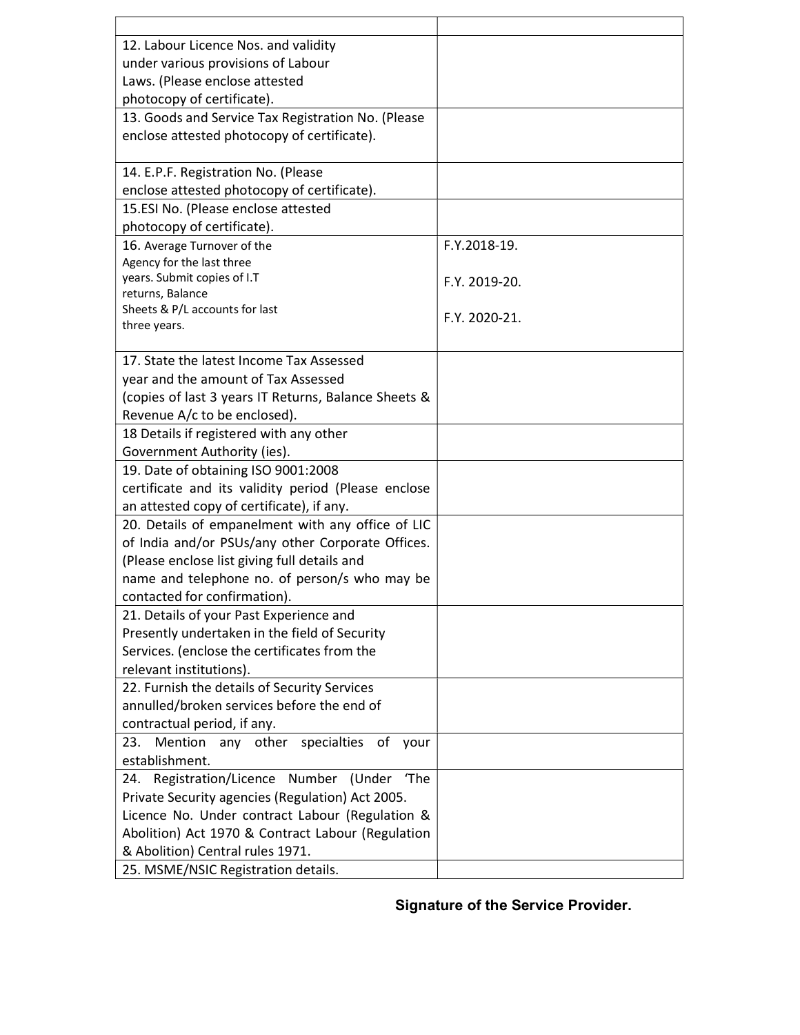| | |
|---|---|
| 12. Labour Licence Nos. and validity under various provisions of Labour Laws. (Please enclose attested photocopy of certificate). | |
| 13. Goods and Service Tax Registration No. (Please enclose attested photocopy of certificate). | |
| 14. E.P.F. Registration No. (Please enclose attested photocopy of certificate). | |
| 15.ESI No. (Please enclose attested photocopy of certificate). | |
| 16. Average Turnover of the Agency for the last three years. Submit copies of I.T returns, Balance Sheets & P/L accounts for last three years. | F.Y.2018-19.<br>F.Y. 2019-20.<br>F.Y. 2020-21. |
| 17. State the latest Income Tax Assessed year and the amount of Tax Assessed (copies of last 3 years IT Returns, Balance Sheets & Revenue A/c to be enclosed). | |
| 18 Details if registered with any other Government Authority (ies). | |
| 19. Date of obtaining ISO 9001:2008 certificate and its validity period (Please enclose an attested copy of certificate), if any. | |
| 20. Details of empanelment with any office of LIC of India and/or PSUs/any other Corporate Offices. (Please enclose list giving full details and name and telephone no. of person/s who may be contacted for confirmation). | |
| 21. Details of your Past Experience and Presently undertaken in the field of Security Services. (enclose the certificates from the relevant institutions). | |
| 22. Furnish the details of Security Services annulled/broken services before the end of contractual period, if any. | |
| 23. Mention any other specialties of your establishment. | |
| 24. Registration/Licence Number (Under 'The Private Security agencies (Regulation) Act 2005. Licence No. Under contract Labour (Regulation & Abolition) Act 1970 & Contract Labour (Regulation & Abolition) Central rules 1971. | |
| 25. MSME/NSIC Registration details. | |

**Signature of the Service Provider.**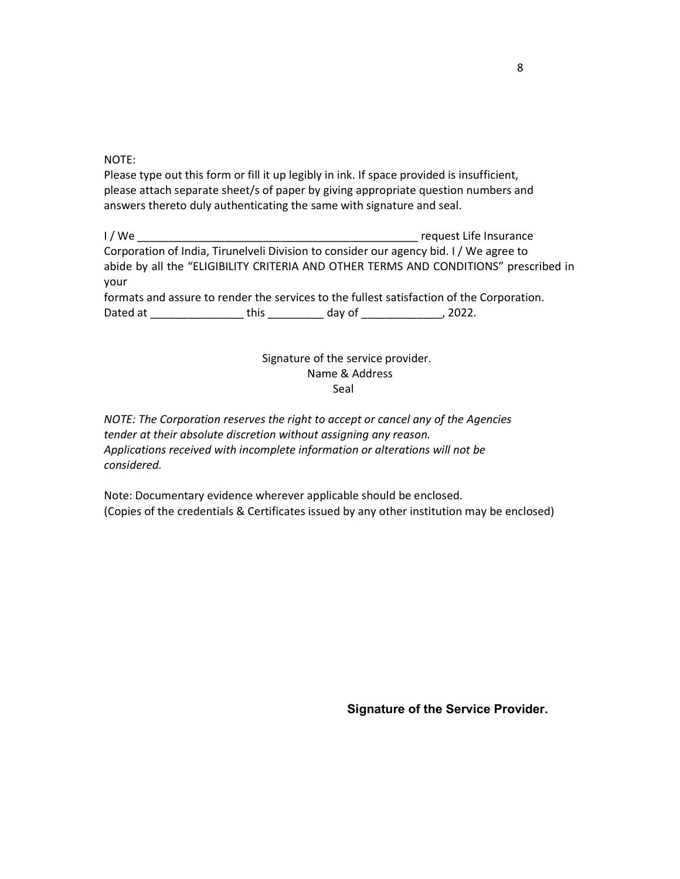NOTE:
Please type out this form or fill it up legibly in ink. If space provided is insufficient, please attach separate sheet/s of paper by giving appropriate question numbers and answers thereto duly authenticating the same with signature and seal.

I / We _______________________________________________ request Life Insurance Corporation of India, Tirunelveli Division to consider our agency bid. I / We agree to abide by all the "ELIGIBILITY CRITERIA AND OTHER TERMS AND CONDITIONS" prescribed in your
formats and assure to render the services to the fullest satisfaction of the Corporation.
Dated at _______________ this _________ day of _____________, 2022.

Signature of the service provider.
Name & Address
Seal

*NOTE: The Corporation reserves the right to accept or cancel any of the Agencies tender at their absolute discretion without assigning any reason.*
*Applications received with incomplete information or alterations will not be considered.*

Note: Documentary evidence wherever applicable should be enclosed.
(Copies of the credentials & Certificates issued by any other institution may be enclosed)

**Signature of the Service Provider.**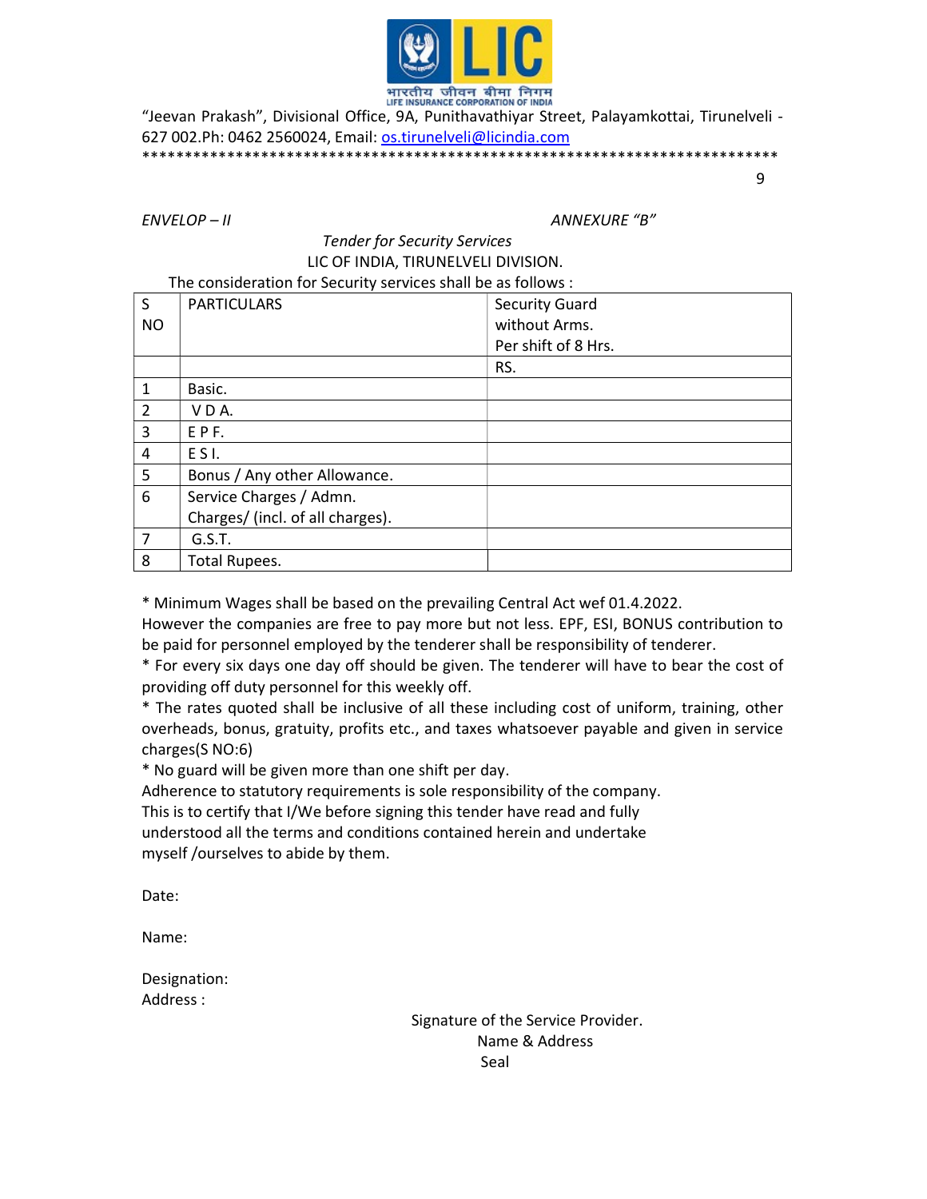"Jeevan Prakash", Divisional Office, 9A, Punithavathiyar Street, Palayamkottai, Tirunelveli - 627 002.Ph: 0462 2560024, Email: os.tirunelveli@licindia.com

*ENVELOP – II* *ANNEXURE "B"*

*Tender for Security Services*

LIC OF INDIA, TIRUNELVELI DIVISION.

The consideration for Security services shall be as follows :

| S NO | PARTICULARS | Security Guard without Arms. Per shift of 8 Hrs. |
|---|---|---|
| | | RS. |
| 1 | Basic. | |
| 2 | V D A. | |
| 3 | E P F. | |
| 4 | E S I. | |
| 5 | Bonus / Any other Allowance. | |
| 6 | Service Charges / Admn. Charges/ (incl. of all charges). | |
| 7 | G.S.T. | |
| 8 | Total Rupees. | |

* Minimum Wages shall be based on the prevailing Central Act wef 01.4.2022. However the companies are free to pay more but not less. EPF, ESI, BONUS contribution to be paid for personnel employed by the tenderer shall be responsibility of tenderer.
* For every six days one day off should be given. The tenderer will have to bear the cost of providing off duty personnel for this weekly off.
* The rates quoted shall be inclusive of all these including cost of uniform, training, other overheads, bonus, gratuity, profits etc., and taxes whatsoever payable and given in service charges(S NO:6)
* No guard will be given more than one shift per day.

Adherence to statutory requirements is sole responsibility of the company.
This is to certify that I/We before signing this tender have read and fully understood all the terms and conditions contained herein and undertake myself /ourselves to abide by them.

Date:

Name:

Designation:
Address :

Signature of the Service Provider.
Name & Address
Seal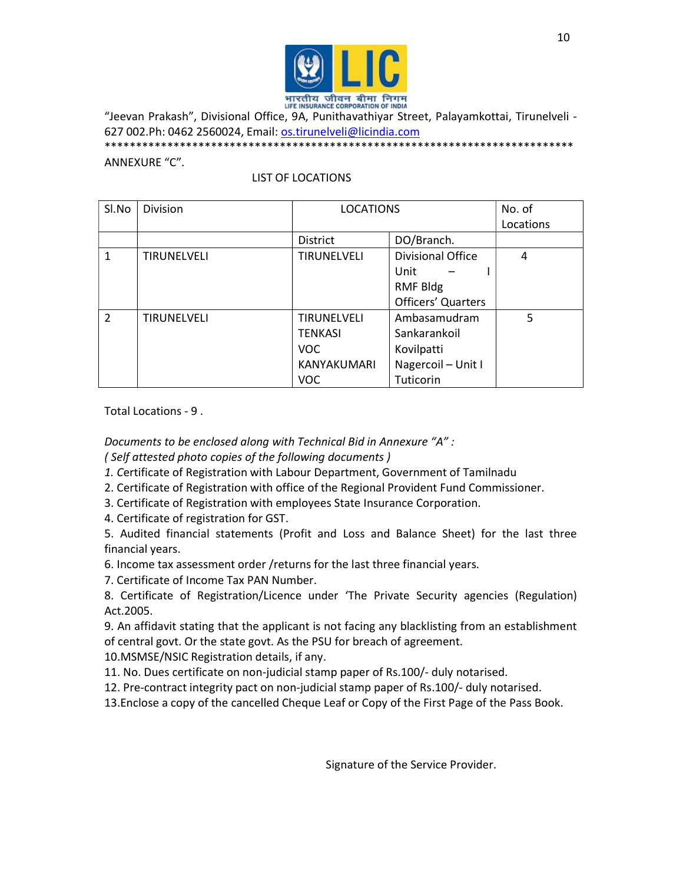"Jeevan Prakash", Divisional Office, 9A, Punithavathiyar Street, Palayamkottai, Tirunelveli - 627 002.Ph: 0462 2560024, Email: os.tirunelveli@licindia.com

*****************************************************************************

ANNEXURE "C".

LIST OF LOCATIONS

| Sl.No | Division | LOCATIONS | | No. of Locations |
|---|---|---|---|---|
| | | District | DO/Branch. | |
| 1 | TIRUNELVELI | TIRUNELVELI | Divisional Office<br>Unit – I<br>RMF Bldg<br>Officers' Quarters | 4 |
| 2 | TIRUNELVELI | TIRUNELVELI<br>TENKASI<br>VOC<br>KANYAKUMARI<br>VOC | Ambasamudram<br>Sankarankoil<br>Kovilpatti<br>Nagercoil – Unit I<br>Tuticorin | 5 |

Total Locations - 9 .

*Documents to be enclosed along with Technical Bid in Annexure "A" :*
*( Self attested photo copies of the following documents )*

1. Certificate of Registration with Labour Department, Government of Tamilnadu
2. Certificate of Registration with office of the Regional Provident Fund Commissioner.
3. Certificate of Registration with employees State Insurance Corporation.
4. Certificate of registration for GST.
5. Audited financial statements (Profit and Loss and Balance Sheet) for the last three financial years.
6. Income tax assessment order /returns for the last three financial years.
7. Certificate of Income Tax PAN Number.
8. Certificate of Registration/Licence under 'The Private Security agencies (Regulation) Act.2005.
9. An affidavit stating that the applicant is not facing any blacklisting from an establishment of central govt. Or the state govt. As the PSU for breach of agreement.
10. MSMSE/NSIC Registration details, if any.
11. No. Dues certificate on non-judicial stamp paper of Rs.100/- duly notarised.
12. Pre-contract integrity pact on non-judicial stamp paper of Rs.100/- duly notarised.
13. Enclose a copy of the cancelled Cheque Leaf or Copy of the First Page of the Pass Book.

Signature of the Service Provider.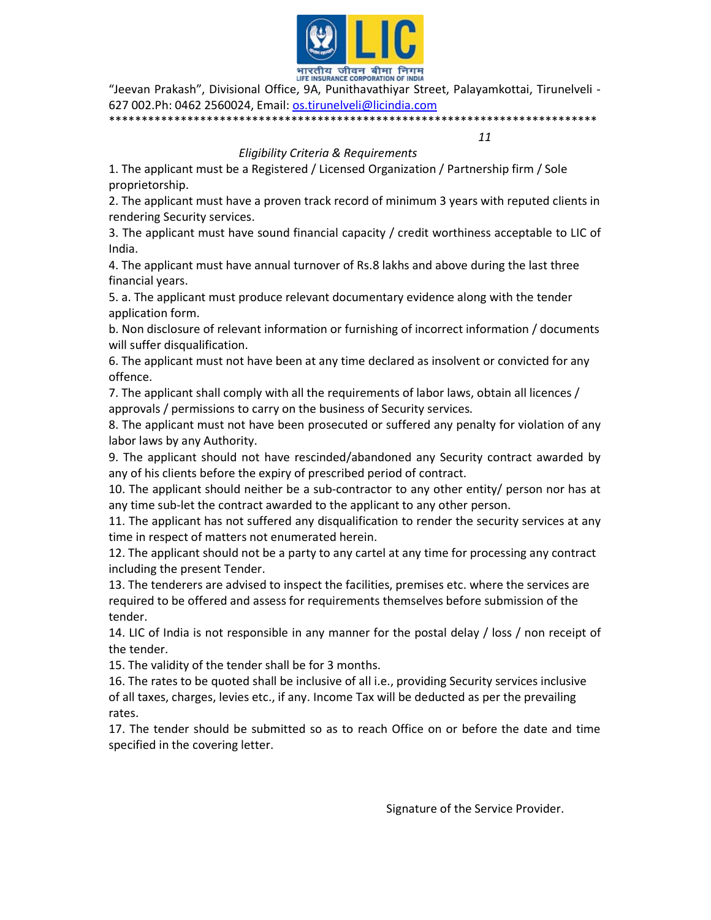"Jeevan Prakash", Divisional Office, 9A, Punithavathiyar Street, Palayamkottai, Tirunelveli - 627 002.Ph: 0462 2560024, Email: os.tirunelveli@licindia.com

*Eligibility Criteria & Requirements*

1. The applicant must be a Registered / Licensed Organization / Partnership firm / Sole proprietorship.
2. The applicant must have a proven track record of minimum 3 years with reputed clients in rendering Security services.
3. The applicant must have sound financial capacity / credit worthiness acceptable to LIC of India.
4. The applicant must have annual turnover of Rs.8 lakhs and above during the last three financial years.
5. a. The applicant must produce relevant documentary evidence along with the tender application form.
   b. Non disclosure of relevant information or furnishing of incorrect information / documents will suffer disqualification.
6. The applicant must not have been at any time declared as insolvent or convicted for any offence.
7. The applicant shall comply with all the requirements of labor laws, obtain all licences / approvals / permissions to carry on the business of Security services.
8. The applicant must not have been prosecuted or suffered any penalty for violation of any labor laws by any Authority.
9. The applicant should not have rescinded/abandoned any Security contract awarded by any of his clients before the expiry of prescribed period of contract.
10. The applicant should neither be a sub-contractor to any other entity/ person nor has at any time sub-let the contract awarded to the applicant to any other person.
11. The applicant has not suffered any disqualification to render the security services at any time in respect of matters not enumerated herein.
12. The applicant should not be a party to any cartel at any time for processing any contract including the present Tender.
13. The tenderers are advised to inspect the facilities, premises etc. where the services are required to be offered and assess for requirements themselves before submission of the tender.
14. LIC of India is not responsible in any manner for the postal delay / loss / non receipt of the tender.
15. The validity of the tender shall be for 3 months.
16. The rates to be quoted shall be inclusive of all i.e., providing Security services inclusive of all taxes, charges, levies etc., if any. Income Tax will be deducted as per the prevailing rates.
17. The tender should be submitted so as to reach Office on or before the date and time specified in the covering letter.

Signature of the Service Provider.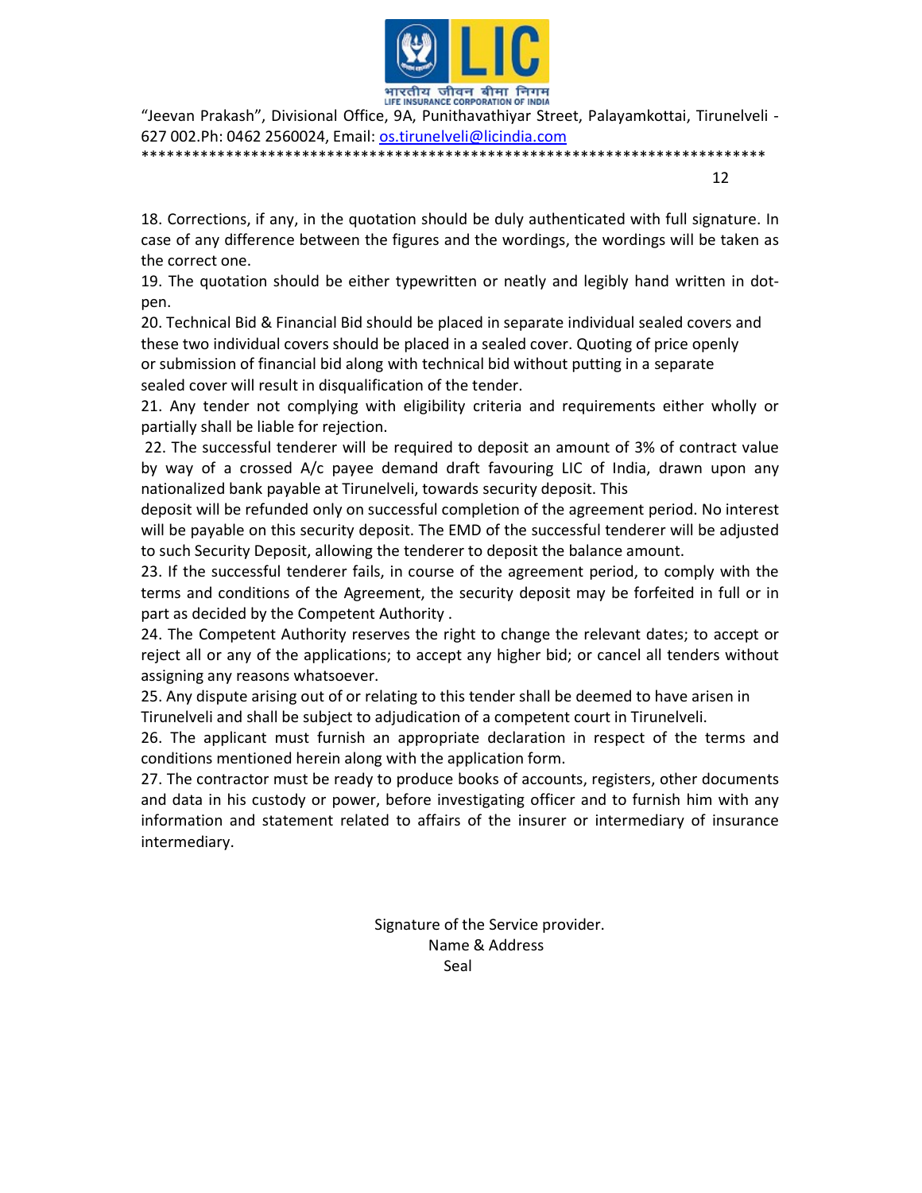18. Corrections, if any, in the quotation should be duly authenticated with full signature. In case of any difference between the figures and the wordings, the wordings will be taken as the correct one.

19. The quotation should be either typewritten or neatly and legibly hand written in dot-pen.

20. Technical Bid & Financial Bid should be placed in separate individual sealed covers and these two individual covers should be placed in a sealed cover. Quoting of price openly or submission of financial bid along with technical bid without putting in a separate sealed cover will result in disqualification of the tender.

21. Any tender not complying with eligibility criteria and requirements either wholly or partially shall be liable for rejection.

22. The successful tenderer will be required to deposit an amount of 3% of contract value by way of a crossed A/c payee demand draft favouring LIC of India, drawn upon any nationalized bank payable at Tirunelveli, towards security deposit. This deposit will be refunded only on successful completion of the agreement period. No interest will be payable on this security deposit. The EMD of the successful tenderer will be adjusted to such Security Deposit, allowing the tenderer to deposit the balance amount.

23. If the successful tenderer fails, in course of the agreement period, to comply with the terms and conditions of the Agreement, the security deposit may be forfeited in full or in part as decided by the Competent Authority .

24. The Competent Authority reserves the right to change the relevant dates; to accept or reject all or any of the applications; to accept any higher bid; or cancel all tenders without assigning any reasons whatsoever.

25. Any dispute arising out of or relating to this tender shall be deemed to have arisen in Tirunelveli and shall be subject to adjudication of a competent court in Tirunelveli.

26. The applicant must furnish an appropriate declaration in respect of the terms and conditions mentioned herein along with the application form.

27. The contractor must be ready to produce books of accounts, registers, other documents and data in his custody or power, before investigating officer and to furnish him with any information and statement related to affairs of the insurer or intermediary of insurance intermediary.

Signature of the Service provider.

Name & Address

Seal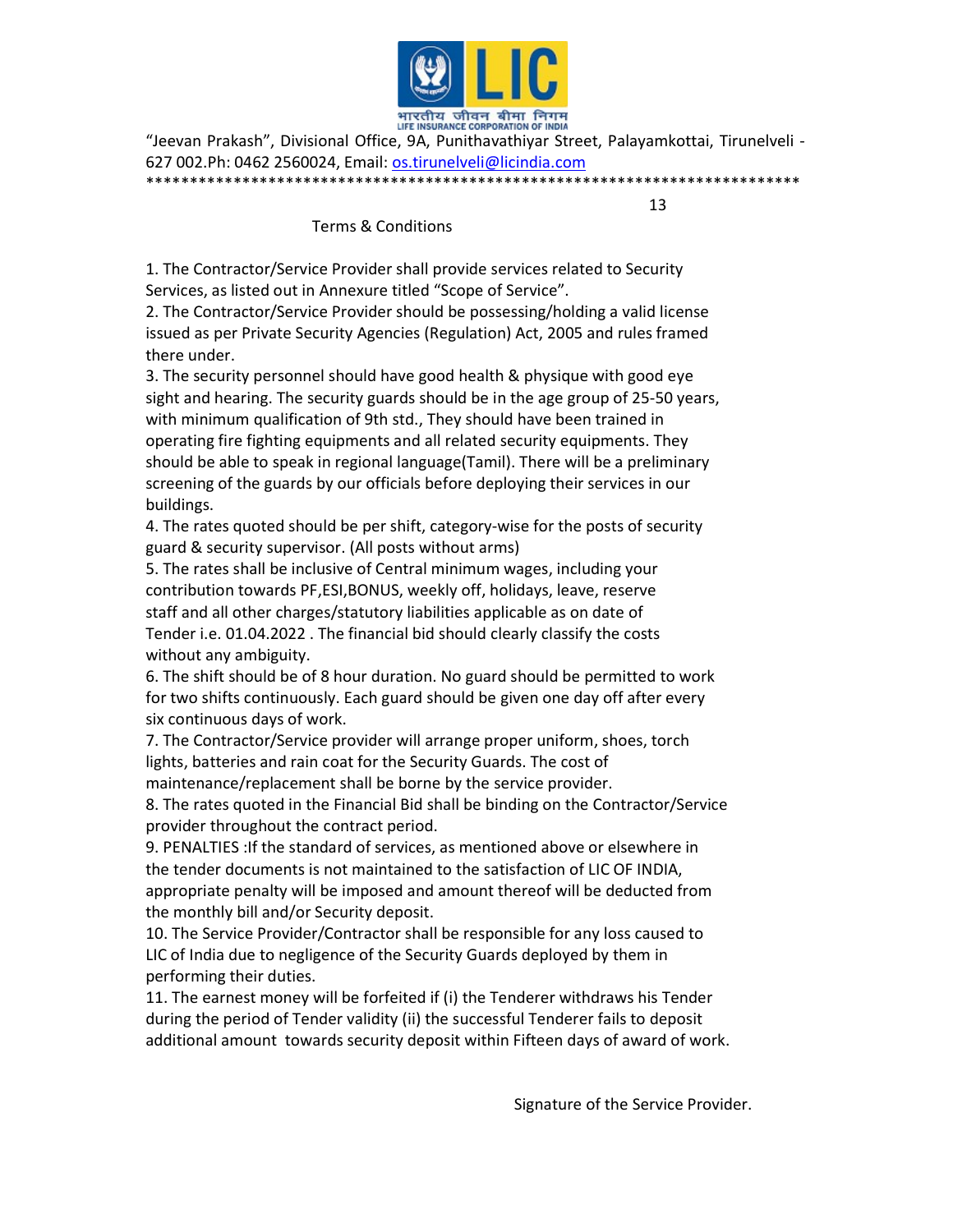"Jeevan Prakash", Divisional Office, 9A, Punithavathiyar Street, Palayamkottai, Tirunelveli - 627 002.Ph: 0462 2560024, Email: os.tirunelveli@licindia.com

## Terms & Conditions

1. The Contractor/Service Provider shall provide services related to Security Services, as listed out in Annexure titled "Scope of Service".
2. The Contractor/Service Provider should be possessing/holding a valid license issued as per Private Security Agencies (Regulation) Act, 2005 and rules framed there under.
3. The security personnel should have good health & physique with good eye sight and hearing. The security guards should be in the age group of 25-50 years, with minimum qualification of 9th std., They should have been trained in operating fire fighting equipments and all related security equipments. They should be able to speak in regional language(Tamil). There will be a preliminary screening of the guards by our officials before deploying their services in our buildings.
4. The rates quoted should be per shift, category-wise for the posts of security guard & security supervisor. (All posts without arms)
5. The rates shall be inclusive of Central minimum wages, including your contribution towards PF,ESI,BONUS, weekly off, holidays, leave, reserve staff and all other charges/statutory liabilities applicable as on date of Tender i.e. 01.04.2022 . The financial bid should clearly classify the costs without any ambiguity.
6. The shift should be of 8 hour duration. No guard should be permitted to work for two shifts continuously. Each guard should be given one day off after every six continuous days of work.
7. The Contractor/Service provider will arrange proper uniform, shoes, torch lights, batteries and rain coat for the Security Guards. The cost of maintenance/replacement shall be borne by the service provider.
8. The rates quoted in the Financial Bid shall be binding on the Contractor/Service provider throughout the contract period.
9. PENALTIES :If the standard of services, as mentioned above or elsewhere in the tender documents is not maintained to the satisfaction of LIC OF INDIA, appropriate penalty will be imposed and amount thereof will be deducted from the monthly bill and/or Security deposit.
10. The Service Provider/Contractor shall be responsible for any loss caused to LIC of India due to negligence of the Security Guards deployed by them in performing their duties.
11. The earnest money will be forfeited if (i) the Tenderer withdraws his Tender during the period of Tender validity (ii) the successful Tenderer fails to deposit additional amount towards security deposit within Fifteen days of award of work.

Signature of the Service Provider.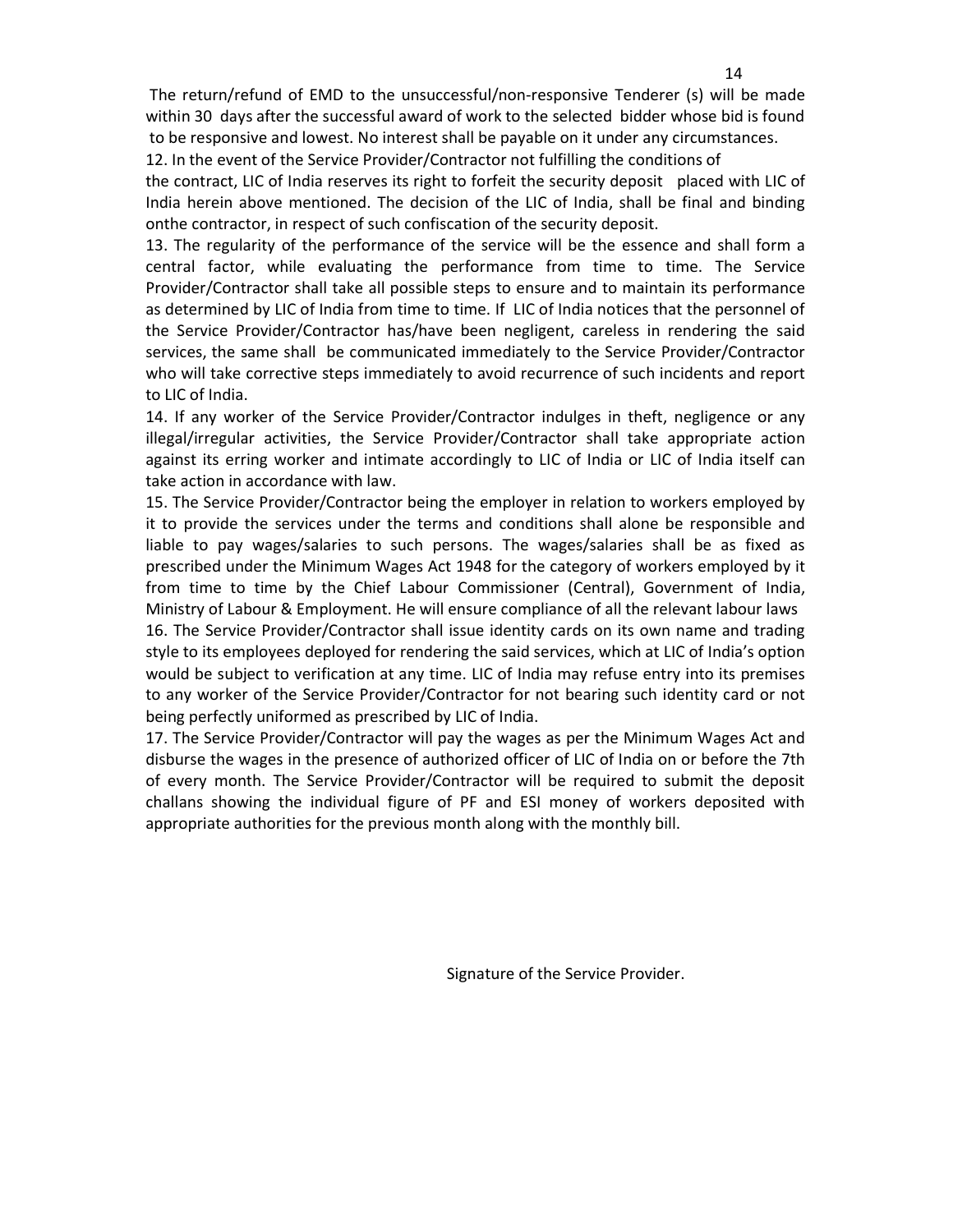The return/refund of EMD to the unsuccessful/non-responsive Tenderer (s) will be made within 30 days after the successful award of work to the selected bidder whose bid is found to be responsive and lowest. No interest shall be payable on it under any circumstances.

12. In the event of the Service Provider/Contractor not fulfilling the conditions of the contract, LIC of India reserves its right to forfeit the security deposit placed with LIC of India herein above mentioned. The decision of the LIC of India, shall be final and binding onthe contractor, in respect of such confiscation of the security deposit.

13. The regularity of the performance of the service will be the essence and shall form a central factor, while evaluating the performance from time to time. The Service Provider/Contractor shall take all possible steps to ensure and to maintain its performance as determined by LIC of India from time to time. If LIC of India notices that the personnel of the Service Provider/Contractor has/have been negligent, careless in rendering the said services, the same shall be communicated immediately to the Service Provider/Contractor who will take corrective steps immediately to avoid recurrence of such incidents and report to LIC of India.

14. If any worker of the Service Provider/Contractor indulges in theft, negligence or any illegal/irregular activities, the Service Provider/Contractor shall take appropriate action against its erring worker and intimate accordingly to LIC of India or LIC of India itself can take action in accordance with law.

15. The Service Provider/Contractor being the employer in relation to workers employed by it to provide the services under the terms and conditions shall alone be responsible and liable to pay wages/salaries to such persons. The wages/salaries shall be as fixed as prescribed under the Minimum Wages Act 1948 for the category of workers employed by it from time to time by the Chief Labour Commissioner (Central), Government of India, Ministry of Labour & Employment. He will ensure compliance of all the relevant labour laws

16. The Service Provider/Contractor shall issue identity cards on its own name and trading style to its employees deployed for rendering the said services, which at LIC of India's option would be subject to verification at any time. LIC of India may refuse entry into its premises to any worker of the Service Provider/Contractor for not bearing such identity card or not being perfectly uniformed as prescribed by LIC of India.

17. The Service Provider/Contractor will pay the wages as per the Minimum Wages Act and disburse the wages in the presence of authorized officer of LIC of India on or before the 7th of every month. The Service Provider/Contractor will be required to submit the deposit challans showing the individual figure of PF and ESI money of workers deposited with appropriate authorities for the previous month along with the monthly bill.

Signature of the Service Provider.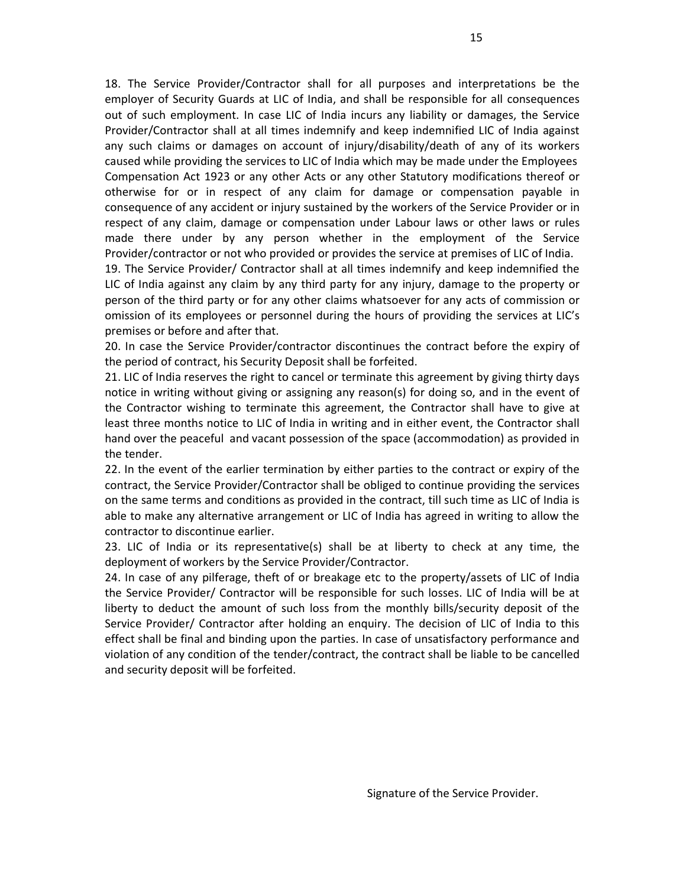18. The Service Provider/Contractor shall for all purposes and interpretations be the employer of Security Guards at LIC of India, and shall be responsible for all consequences out of such employment. In case LIC of India incurs any liability or damages, the Service Provider/Contractor shall at all times indemnify and keep indemnified LIC of India against any such claims or damages on account of injury/disability/death of any of its workers caused while providing the services to LIC of India which may be made under the Employees Compensation Act 1923 or any other Acts or any other Statutory modifications thereof or otherwise for or in respect of any claim for damage or compensation payable in consequence of any accident or injury sustained by the workers of the Service Provider or in respect of any claim, damage or compensation under Labour laws or other laws or rules made there under by any person whether in the employment of the Service Provider/contractor or not who provided or provides the service at premises of LIC of India.

19. The Service Provider/ Contractor shall at all times indemnify and keep indemnified the LIC of India against any claim by any third party for any injury, damage to the property or person of the third party or for any other claims whatsoever for any acts of commission or omission of its employees or personnel during the hours of providing the services at LIC's premises or before and after that.

20. In case the Service Provider/contractor discontinues the contract before the expiry of the period of contract, his Security Deposit shall be forfeited.

21. LIC of India reserves the right to cancel or terminate this agreement by giving thirty days notice in writing without giving or assigning any reason(s) for doing so, and in the event of the Contractor wishing to terminate this agreement, the Contractor shall have to give at least three months notice to LIC of India in writing and in either event, the Contractor shall hand over the peaceful and vacant possession of the space (accommodation) as provided in the tender.

22. In the event of the earlier termination by either parties to the contract or expiry of the contract, the Service Provider/Contractor shall be obliged to continue providing the services on the same terms and conditions as provided in the contract, till such time as LIC of India is able to make any alternative arrangement or LIC of India has agreed in writing to allow the contractor to discontinue earlier.

23. LIC of India or its representative(s) shall be at liberty to check at any time, the deployment of workers by the Service Provider/Contractor.

24. In case of any pilferage, theft of or breakage etc to the property/assets of LIC of India the Service Provider/ Contractor will be responsible for such losses. LIC of India will be at liberty to deduct the amount of such loss from the monthly bills/security deposit of the Service Provider/ Contractor after holding an enquiry. The decision of LIC of India to this effect shall be final and binding upon the parties. In case of unsatisfactory performance and violation of any condition of the tender/contract, the contract shall be liable to be cancelled and security deposit will be forfeited.

Signature of the Service Provider.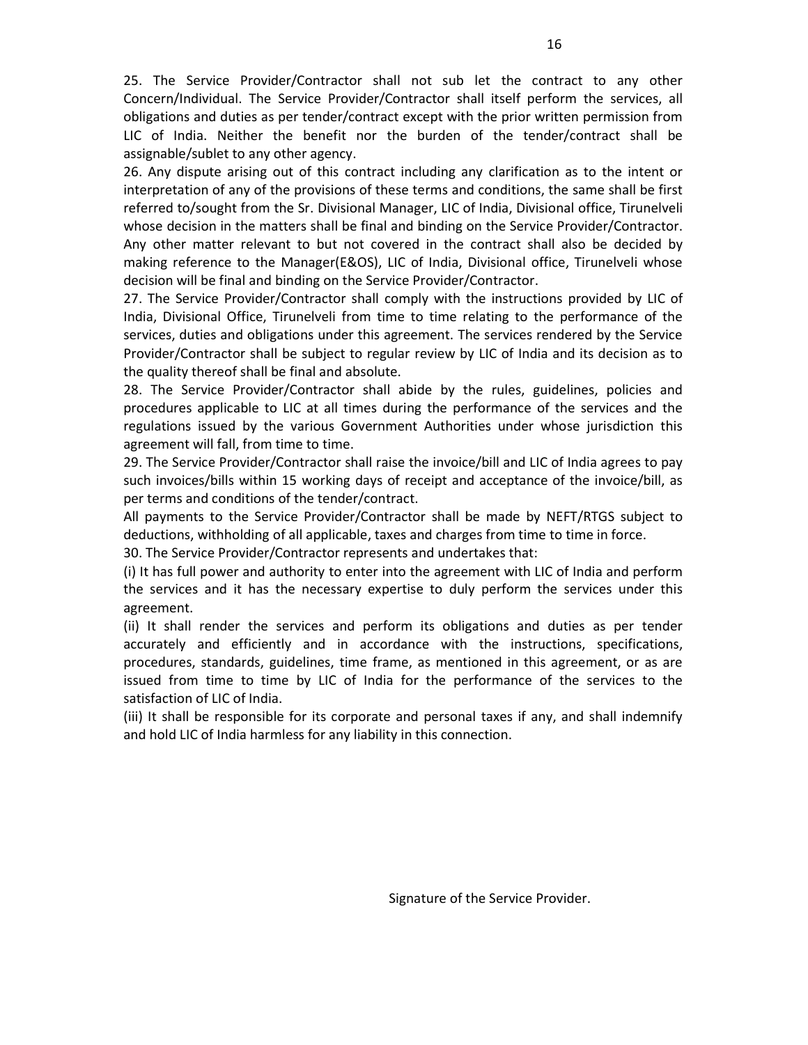25. The Service Provider/Contractor shall not sub let the contract to any other Concern/Individual. The Service Provider/Contractor shall itself perform the services, all obligations and duties as per tender/contract except with the prior written permission from LIC of India. Neither the benefit nor the burden of the tender/contract shall be assignable/sublet to any other agency.

26. Any dispute arising out of this contract including any clarification as to the intent or interpretation of any of the provisions of these terms and conditions, the same shall be first referred to/sought from the Sr. Divisional Manager, LIC of India, Divisional office, Tirunelveli whose decision in the matters shall be final and binding on the Service Provider/Contractor. Any other matter relevant to but not covered in the contract shall also be decided by making reference to the Manager(E&OS), LIC of India, Divisional office, Tirunelveli whose decision will be final and binding on the Service Provider/Contractor.

27. The Service Provider/Contractor shall comply with the instructions provided by LIC of India, Divisional Office, Tirunelveli from time to time relating to the performance of the services, duties and obligations under this agreement. The services rendered by the Service Provider/Contractor shall be subject to regular review by LIC of India and its decision as to the quality thereof shall be final and absolute.

28. The Service Provider/Contractor shall abide by the rules, guidelines, policies and procedures applicable to LIC at all times during the performance of the services and the regulations issued by the various Government Authorities under whose jurisdiction this agreement will fall, from time to time.

29. The Service Provider/Contractor shall raise the invoice/bill and LIC of India agrees to pay such invoices/bills within 15 working days of receipt and acceptance of the invoice/bill, as per terms and conditions of the tender/contract.

All payments to the Service Provider/Contractor shall be made by NEFT/RTGS subject to deductions, withholding of all applicable, taxes and charges from time to time in force.

30. The Service Provider/Contractor represents and undertakes that:

(i) It has full power and authority to enter into the agreement with LIC of India and perform the services and it has the necessary expertise to duly perform the services under this agreement.

(ii) It shall render the services and perform its obligations and duties as per tender accurately and efficiently and in accordance with the instructions, specifications, procedures, standards, guidelines, time frame, as mentioned in this agreement, or as are issued from time to time by LIC of India for the performance of the services to the satisfaction of LIC of India.

(iii) It shall be responsible for its corporate and personal taxes if any, and shall indemnify and hold LIC of India harmless for any liability in this connection.

Signature of the Service Provider.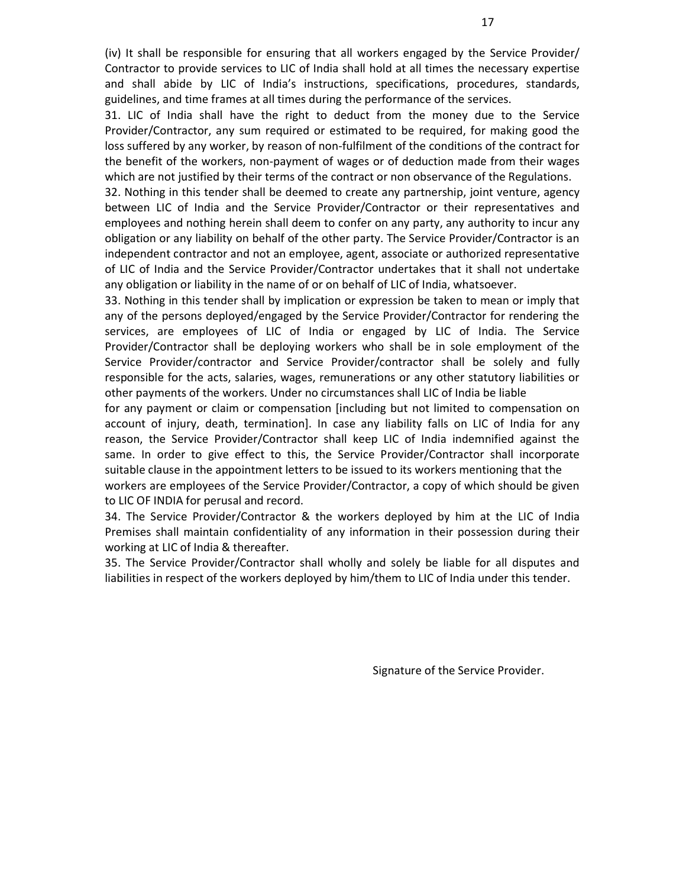(iv) It shall be responsible for ensuring that all workers engaged by the Service Provider/ Contractor to provide services to LIC of India shall hold at all times the necessary expertise and shall abide by LIC of India's instructions, specifications, procedures, standards, guidelines, and time frames at all times during the performance of the services.

31. LIC of India shall have the right to deduct from the money due to the Service Provider/Contractor, any sum required or estimated to be required, for making good the loss suffered by any worker, by reason of non-fulfilment of the conditions of the contract for the benefit of the workers, non-payment of wages or of deduction made from their wages which are not justified by their terms of the contract or non observance of the Regulations.

32. Nothing in this tender shall be deemed to create any partnership, joint venture, agency between LIC of India and the Service Provider/Contractor or their representatives and employees and nothing herein shall deem to confer on any party, any authority to incur any obligation or any liability on behalf of the other party. The Service Provider/Contractor is an independent contractor and not an employee, agent, associate or authorized representative of LIC of India and the Service Provider/Contractor undertakes that it shall not undertake any obligation or liability in the name of or on behalf of LIC of India, whatsoever.

33. Nothing in this tender shall by implication or expression be taken to mean or imply that any of the persons deployed/engaged by the Service Provider/Contractor for rendering the services, are employees of LIC of India or engaged by LIC of India. The Service Provider/Contractor shall be deploying workers who shall be in sole employment of the Service Provider/contractor and Service Provider/contractor shall be solely and fully responsible for the acts, salaries, wages, remunerations or any other statutory liabilities or other payments of the workers. Under no circumstances shall LIC of India be liable for any payment or claim or compensation [including but not limited to compensation on account of injury, death, termination]. In case any liability falls on LIC of India for any reason, the Service Provider/Contractor shall keep LIC of India indemnified against the same. In order to give effect to this, the Service Provider/Contractor shall incorporate suitable clause in the appointment letters to be issued to its workers mentioning that the workers are employees of the Service Provider/Contractor, a copy of which should be given to LIC OF INDIA for perusal and record.

34. The Service Provider/Contractor & the workers deployed by him at the LIC of India Premises shall maintain confidentiality of any information in their possession during their working at LIC of India & thereafter.

35. The Service Provider/Contractor shall wholly and solely be liable for all disputes and liabilities in respect of the workers deployed by him/them to LIC of India under this tender.

Signature of the Service Provider.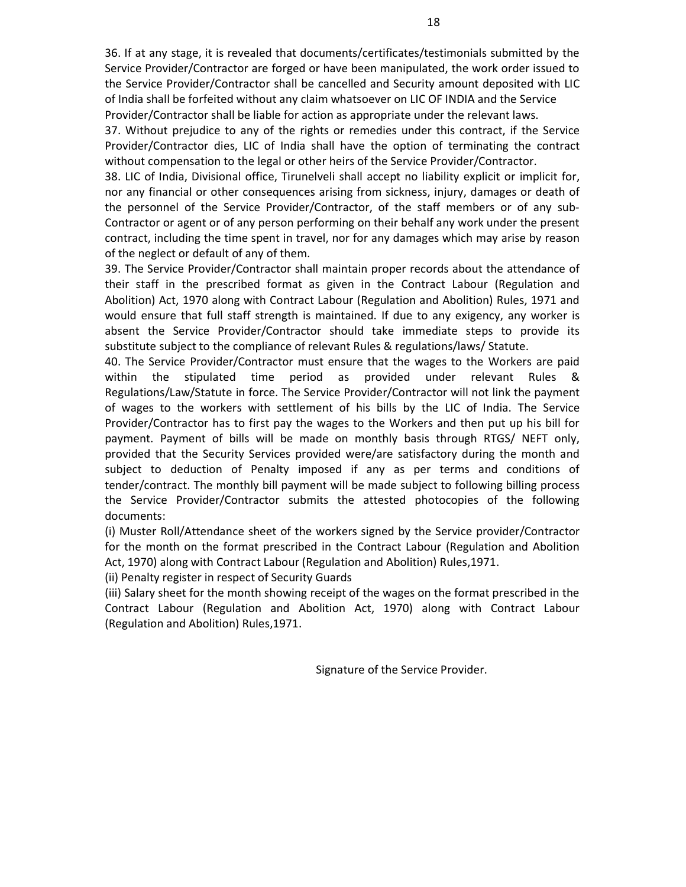36. If at any stage, it is revealed that documents/certificates/testimonials submitted by the Service Provider/Contractor are forged or have been manipulated, the work order issued to the Service Provider/Contractor shall be cancelled and Security amount deposited with LIC of India shall be forfeited without any claim whatsoever on LIC OF INDIA and the Service Provider/Contractor shall be liable for action as appropriate under the relevant laws.

37. Without prejudice to any of the rights or remedies under this contract, if the Service Provider/Contractor dies, LIC of India shall have the option of terminating the contract without compensation to the legal or other heirs of the Service Provider/Contractor.

38. LIC of India, Divisional office, Tirunelveli shall accept no liability explicit or implicit for, nor any financial or other consequences arising from sickness, injury, damages or death of the personnel of the Service Provider/Contractor, of the staff members or of any sub-Contractor or agent or of any person performing on their behalf any work under the present contract, including the time spent in travel, nor for any damages which may arise by reason of the neglect or default of any of them.

39. The Service Provider/Contractor shall maintain proper records about the attendance of their staff in the prescribed format as given in the Contract Labour (Regulation and Abolition) Act, 1970 along with Contract Labour (Regulation and Abolition) Rules, 1971 and would ensure that full staff strength is maintained. If due to any exigency, any worker is absent the Service Provider/Contractor should take immediate steps to provide its substitute subject to the compliance of relevant Rules & regulations/laws/ Statute.

40. The Service Provider/Contractor must ensure that the wages to the Workers are paid within the stipulated time period as provided under relevant Rules & Regulations/Law/Statute in force. The Service Provider/Contractor will not link the payment of wages to the workers with settlement of his bills by the LIC of India. The Service Provider/Contractor has to first pay the wages to the Workers and then put up his bill for payment. Payment of bills will be made on monthly basis through RTGS/ NEFT only, provided that the Security Services provided were/are satisfactory during the month and subject to deduction of Penalty imposed if any as per terms and conditions of tender/contract. The monthly bill payment will be made subject to following billing process the Service Provider/Contractor submits the attested photocopies of the following documents:

(i) Muster Roll/Attendance sheet of the workers signed by the Service provider/Contractor for the month on the format prescribed in the Contract Labour (Regulation and Abolition Act, 1970) along with Contract Labour (Regulation and Abolition) Rules,1971.

(ii) Penalty register in respect of Security Guards

(iii) Salary sheet for the month showing receipt of the wages on the format prescribed in the Contract Labour (Regulation and Abolition Act, 1970) along with Contract Labour (Regulation and Abolition) Rules,1971.

Signature of the Service Provider.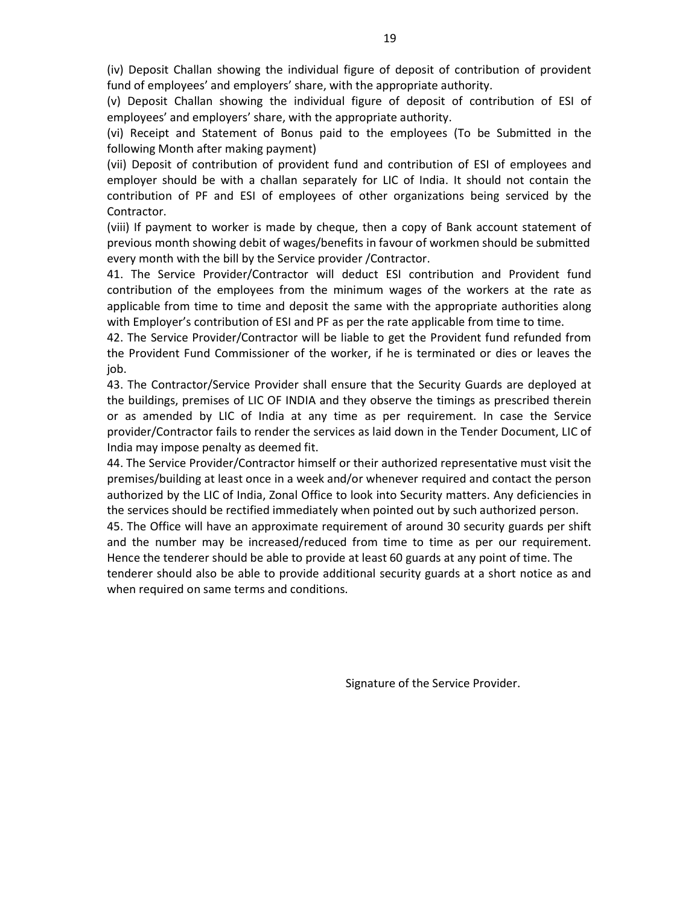(iv) Deposit Challan showing the individual figure of deposit of contribution of provident fund of employees' and employers' share, with the appropriate authority.

(v) Deposit Challan showing the individual figure of deposit of contribution of ESI of employees' and employers' share, with the appropriate authority.

(vi) Receipt and Statement of Bonus paid to the employees (To be Submitted in the following Month after making payment)

(vii) Deposit of contribution of provident fund and contribution of ESI of employees and employer should be with a challan separately for LIC of India. It should not contain the contribution of PF and ESI of employees of other organizations being serviced by the Contractor.

(viii) If payment to worker is made by cheque, then a copy of Bank account statement of previous month showing debit of wages/benefits in favour of workmen should be submitted every month with the bill by the Service provider /Contractor.

41. The Service Provider/Contractor will deduct ESI contribution and Provident fund contribution of the employees from the minimum wages of the workers at the rate as applicable from time to time and deposit the same with the appropriate authorities along with Employer's contribution of ESI and PF as per the rate applicable from time to time.

42. The Service Provider/Contractor will be liable to get the Provident fund refunded from the Provident Fund Commissioner of the worker, if he is terminated or dies or leaves the job.

43. The Contractor/Service Provider shall ensure that the Security Guards are deployed at the buildings, premises of LIC OF INDIA and they observe the timings as prescribed therein or as amended by LIC of India at any time as per requirement. In case the Service provider/Contractor fails to render the services as laid down in the Tender Document, LIC of India may impose penalty as deemed fit.

44. The Service Provider/Contractor himself or their authorized representative must visit the premises/building at least once in a week and/or whenever required and contact the person authorized by the LIC of India, Zonal Office to look into Security matters. Any deficiencies in the services should be rectified immediately when pointed out by such authorized person.

45. The Office will have an approximate requirement of around 30 security guards per shift and the number may be increased/reduced from time to time as per our requirement. Hence the tenderer should be able to provide at least 60 guards at any point of time. The tenderer should also be able to provide additional security guards at a short notice as and when required on same terms and conditions.

Signature of the Service Provider.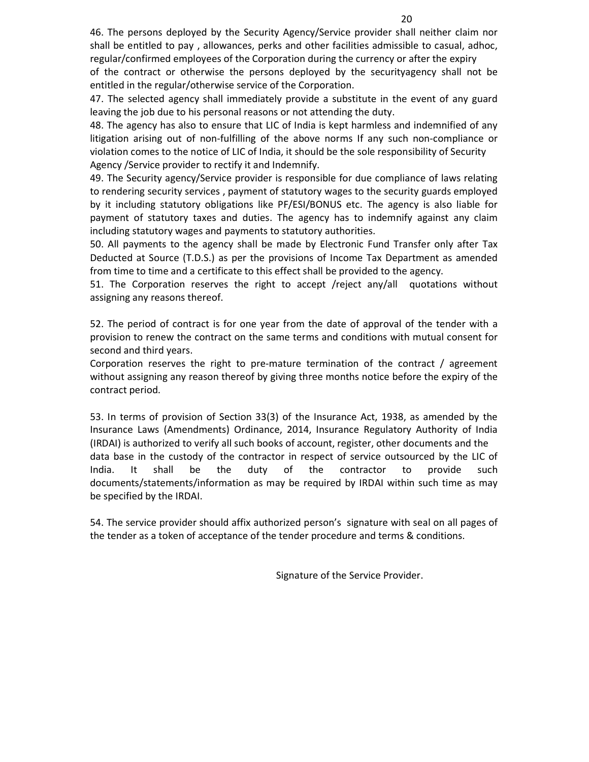46. The persons deployed by the Security Agency/Service provider shall neither claim nor shall be entitled to pay , allowances, perks and other facilities admissible to casual, adhoc, regular/confirmed employees of the Corporation during the currency or after the expiry of the contract or otherwise the persons deployed by the securityagency shall not be entitled in the regular/otherwise service of the Corporation.

47. The selected agency shall immediately provide a substitute in the event of any guard leaving the job due to his personal reasons or not attending the duty.

48. The agency has also to ensure that LIC of India is kept harmless and indemnified of any litigation arising out of non-fulfilling of the above norms If any such non-compliance or violation comes to the notice of LIC of India, it should be the sole responsibility of Security Agency /Service provider to rectify it and Indemnify.

49. The Security agency/Service provider is responsible for due compliance of laws relating to rendering security services , payment of statutory wages to the security guards employed by it including statutory obligations like PF/ESI/BONUS etc. The agency is also liable for payment of statutory taxes and duties. The agency has to indemnify against any claim including statutory wages and payments to statutory authorities.

50. All payments to the agency shall be made by Electronic Fund Transfer only after Tax Deducted at Source (T.D.S.) as per the provisions of Income Tax Department as amended from time to time and a certificate to this effect shall be provided to the agency.

51. The Corporation reserves the right to accept /reject any/all quotations without assigning any reasons thereof.

52. The period of contract is for one year from the date of approval of the tender with a provision to renew the contract on the same terms and conditions with mutual consent for second and third years.

Corporation reserves the right to pre-mature termination of the contract / agreement without assigning any reason thereof by giving three months notice before the expiry of the contract period.

53. In terms of provision of Section 33(3) of the Insurance Act, 1938, as amended by the Insurance Laws (Amendments) Ordinance, 2014, Insurance Regulatory Authority of India (IRDAI) is authorized to verify all such books of account, register, other documents and the data base in the custody of the contractor in respect of service outsourced by the LIC of India. It shall be the duty of the contractor to provide such documents/statements/information as may be required by IRDAI within such time as may be specified by the IRDAI.

54. The service provider should affix authorized person's signature with seal on all pages of the tender as a token of acceptance of the tender procedure and terms & conditions.

Signature of the Service Provider.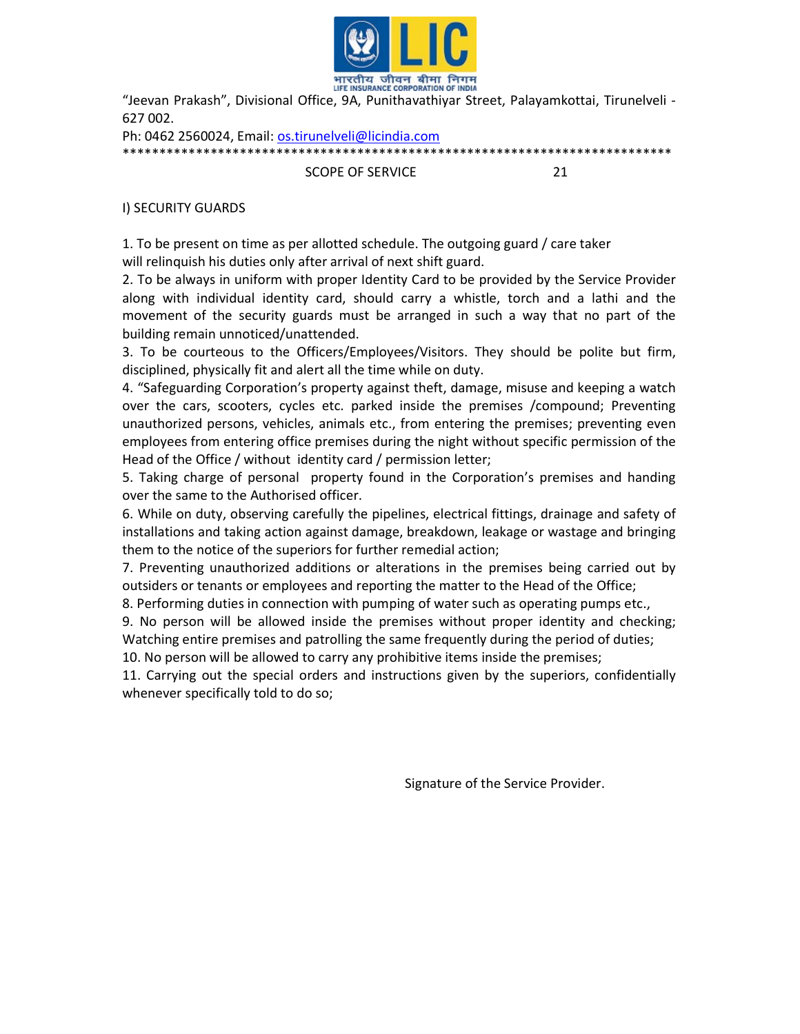"Jeevan Prakash", Divisional Office, 9A, Punithavathiyar Street, Palayamkottai, Tirunelveli - 627 002.

Ph: 0462 2560024, Email: os.tirunelveli@licindia.com

***************************************************************************

## SCOPE OF SERVICE

### I) SECURITY GUARDS

1. To be present on time as per allotted schedule. The outgoing guard / care taker will relinquish his duties only after arrival of next shift guard.
2. To be always in uniform with proper Identity Card to be provided by the Service Provider along with individual identity card, should carry a whistle, torch and a lathi and the movement of the security guards must be arranged in such a way that no part of the building remain unnoticed/unattended.
3. To be courteous to the Officers/Employees/Visitors. They should be polite but firm, disciplined, physically fit and alert all the time while on duty.
4. "Safeguarding Corporation's property against theft, damage, misuse and keeping a watch over the cars, scooters, cycles etc. parked inside the premises /compound; Preventing unauthorized persons, vehicles, animals etc., from entering the premises; preventing even employees from entering office premises during the night without specific permission of the Head of the Office / without identity card / permission letter;
5. Taking charge of personal property found in the Corporation's premises and handing over the same to the Authorised officer.
6. While on duty, observing carefully the pipelines, electrical fittings, drainage and safety of installations and taking action against damage, breakdown, leakage or wastage and bringing them to the notice of the superiors for further remedial action;
7. Preventing unauthorized additions or alterations in the premises being carried out by outsiders or tenants or employees and reporting the matter to the Head of the Office;
8. Performing duties in connection with pumping of water such as operating pumps etc.,
9. No person will be allowed inside the premises without proper identity and checking; Watching entire premises and patrolling the same frequently during the period of duties;
10. No person will be allowed to carry any prohibitive items inside the premises;
11. Carrying out the special orders and instructions given by the superiors, confidentially whenever specifically told to do so;

Signature of the Service Provider.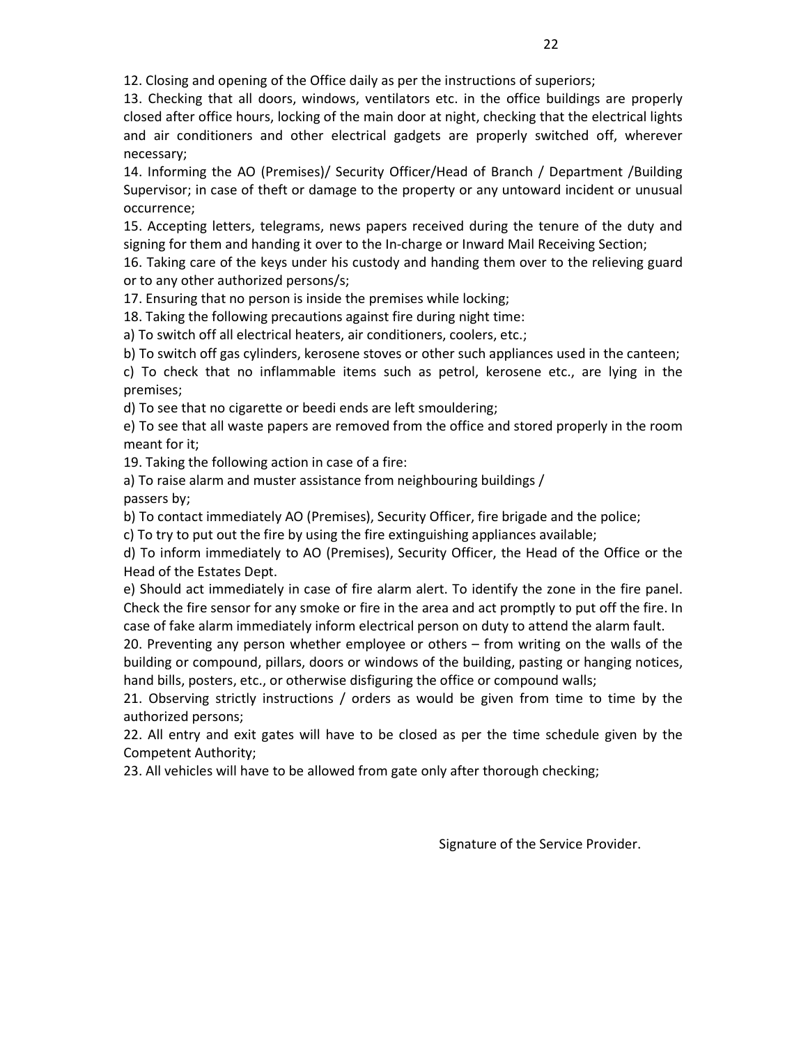12. Closing and opening of the Office daily as per the instructions of superiors;

13. Checking that all doors, windows, ventilators etc. in the office buildings are properly closed after office hours, locking of the main door at night, checking that the electrical lights and air conditioners and other electrical gadgets are properly switched off, wherever necessary;

14. Informing the AO (Premises)/ Security Officer/Head of Branch / Department /Building Supervisor; in case of theft or damage to the property or any untoward incident or unusual occurrence;

15. Accepting letters, telegrams, news papers received during the tenure of the duty and signing for them and handing it over to the In-charge or Inward Mail Receiving Section;

16. Taking care of the keys under his custody and handing them over to the relieving guard or to any other authorized persons/s;

17. Ensuring that no person is inside the premises while locking;

18. Taking the following precautions against fire during night time:

a) To switch off all electrical heaters, air conditioners, coolers, etc.;

b) To switch off gas cylinders, kerosene stoves or other such appliances used in the canteen;

c) To check that no inflammable items such as petrol, kerosene etc., are lying in the premises;

d) To see that no cigarette or beedi ends are left smouldering;

e) To see that all waste papers are removed from the office and stored properly in the room meant for it;

19. Taking the following action in case of a fire:

a) To raise alarm and muster assistance from neighbouring buildings / passers by;

b) To contact immediately AO (Premises), Security Officer, fire brigade and the police;

c) To try to put out the fire by using the fire extinguishing appliances available;

d) To inform immediately to AO (Premises), Security Officer, the Head of the Office or the Head of the Estates Dept.

e) Should act immediately in case of fire alarm alert. To identify the zone in the fire panel. Check the fire sensor for any smoke or fire in the area and act promptly to put off the fire. In case of fake alarm immediately inform electrical person on duty to attend the alarm fault.

20. Preventing any person whether employee or others – from writing on the walls of the building or compound, pillars, doors or windows of the building, pasting or hanging notices, hand bills, posters, etc., or otherwise disfiguring the office or compound walls;

21. Observing strictly instructions / orders as would be given from time to time by the authorized persons;

22. All entry and exit gates will have to be closed as per the time schedule given by the Competent Authority;

23. All vehicles will have to be allowed from gate only after thorough checking;

Signature of the Service Provider.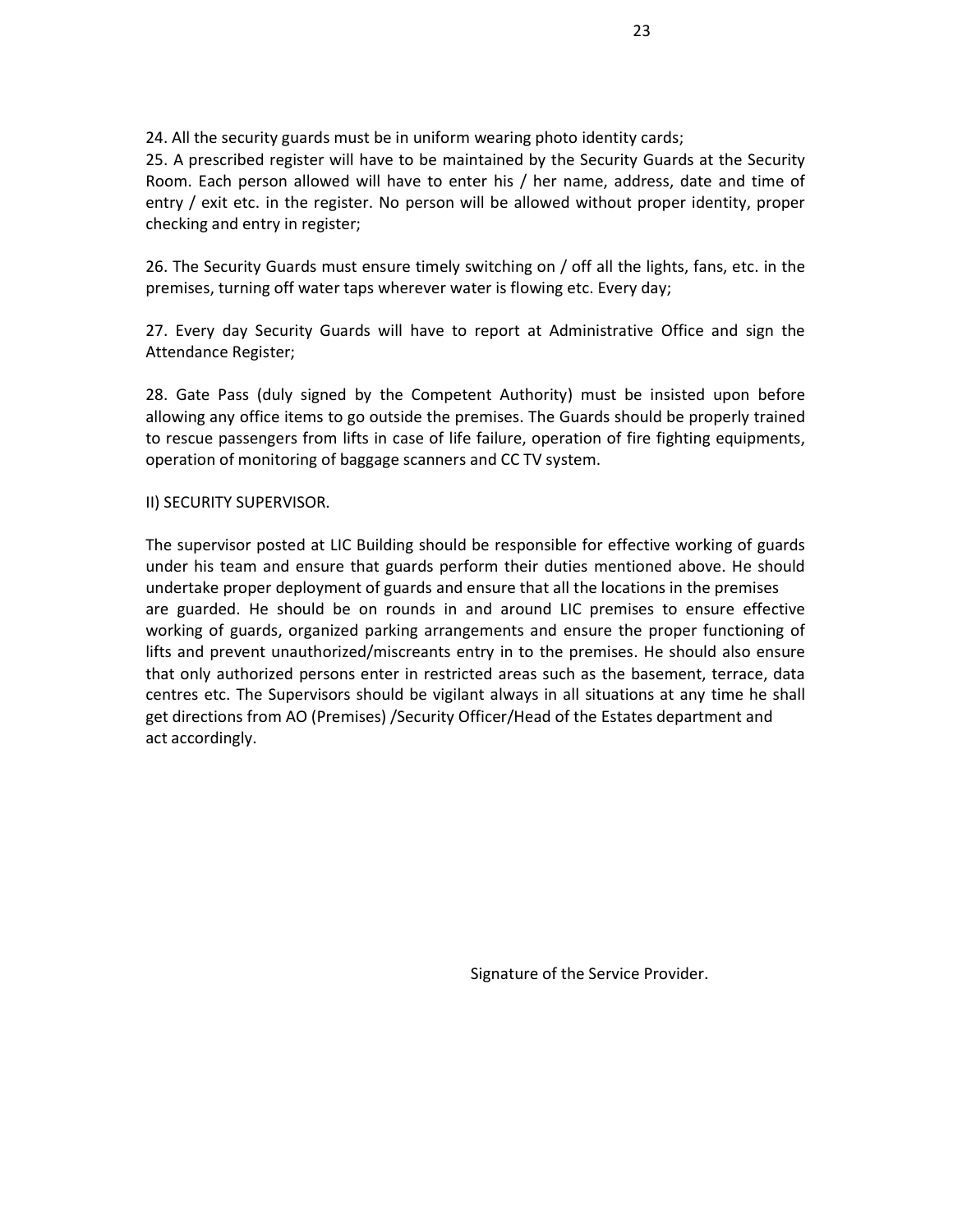24. All the security guards must be in uniform wearing photo identity cards;

25. A prescribed register will have to be maintained by the Security Guards at the Security Room. Each person allowed will have to enter his / her name, address, date and time of entry / exit etc. in the register. No person will be allowed without proper identity, proper checking and entry in register;

26. The Security Guards must ensure timely switching on / off all the lights, fans, etc. in the premises, turning off water taps wherever water is flowing etc. Every day;

27. Every day Security Guards will have to report at Administrative Office and sign the Attendance Register;

28. Gate Pass (duly signed by the Competent Authority) must be insisted upon before allowing any office items to go outside the premises. The Guards should be properly trained to rescue passengers from lifts in case of life failure, operation of fire fighting equipments, operation of monitoring of baggage scanners and CC TV system.

II) SECURITY SUPERVISOR.

The supervisor posted at LIC Building should be responsible for effective working of guards under his team and ensure that guards perform their duties mentioned above. He should undertake proper deployment of guards and ensure that all the locations in the premises are guarded. He should be on rounds in and around LIC premises to ensure effective working of guards, organized parking arrangements and ensure the proper functioning of lifts and prevent unauthorized/miscreants entry in to the premises. He should also ensure that only authorized persons enter in restricted areas such as the basement, terrace, data centres etc. The Supervisors should be vigilant always in all situations at any time he shall get directions from AO (Premises) /Security Officer/Head of the Estates department and act accordingly.

Signature of the Service Provider.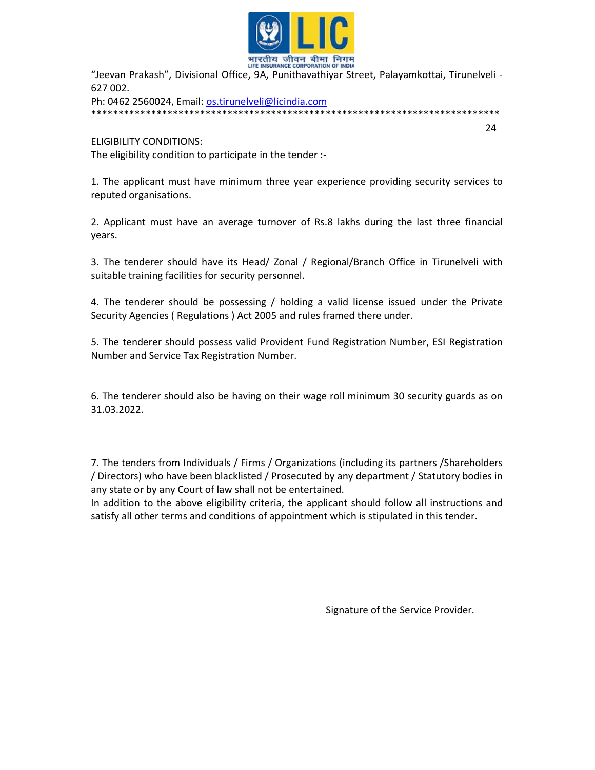"Jeevan Prakash", Divisional Office, 9A, Punithavathiyar Street, Palayamkottai, Tirunelveli - 627 002.

Ph: 0462 2560024, Email: os.tirunelveli@licindia.com

***************************************************************************

ELIGIBILITY CONDITIONS:

The eligibility condition to participate in the tender :-

1. The applicant must have minimum three year experience providing security services to reputed organisations.

2. Applicant must have an average turnover of Rs.8 lakhs during the last three financial years.

3. The tenderer should have its Head/ Zonal / Regional/Branch Office in Tirunelveli with suitable training facilities for security personnel.

4. The tenderer should be possessing / holding a valid license issued under the Private Security Agencies ( Regulations ) Act 2005 and rules framed there under.

5. The tenderer should possess valid Provident Fund Registration Number, ESI Registration Number and Service Tax Registration Number.

6. The tenderer should also be having on their wage roll minimum 30 security guards as on 31.03.2022.

7. The tenders from Individuals / Firms / Organizations (including its partners /Shareholders / Directors) who have been blacklisted / Prosecuted by any department / Statutory bodies in any state or by any Court of law shall not be entertained.

In addition to the above eligibility criteria, the applicant should follow all instructions and satisfy all other terms and conditions of appointment which is stipulated in this tender.

Signature of the Service Provider.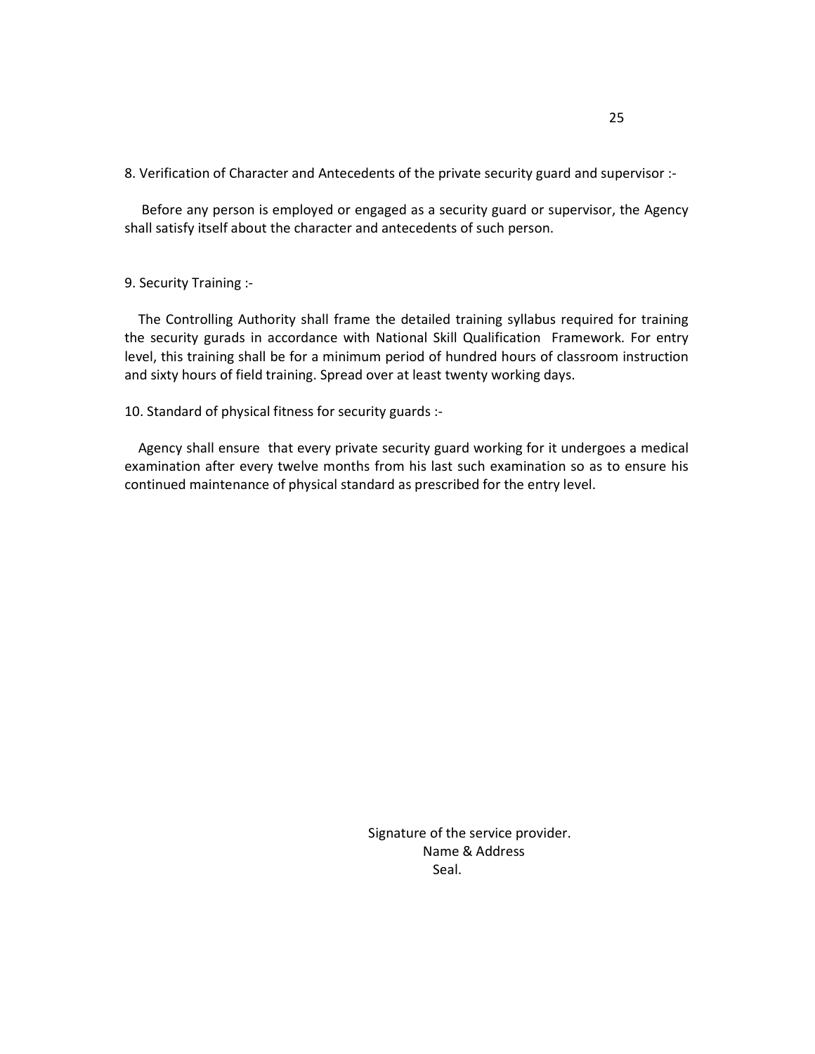8. Verification of Character and Antecedents of the private security guard and supervisor :-

Before any person is employed or engaged as a security guard or supervisor, the Agency shall satisfy itself about the character and antecedents of such person.

9. Security Training :-

The Controlling Authority shall frame the detailed training syllabus required for training the security gurads in accordance with National Skill Qualification Framework. For entry level, this training shall be for a minimum period of hundred hours of classroom instruction and sixty hours of field training. Spread over at least twenty working days.

10. Standard of physical fitness for security guards :-

Agency shall ensure that every private security guard working for it undergoes a medical examination after every twelve months from his last such examination so as to ensure his continued maintenance of physical standard as prescribed for the entry level.

Signature of the service provider.
Name & Address
Seal.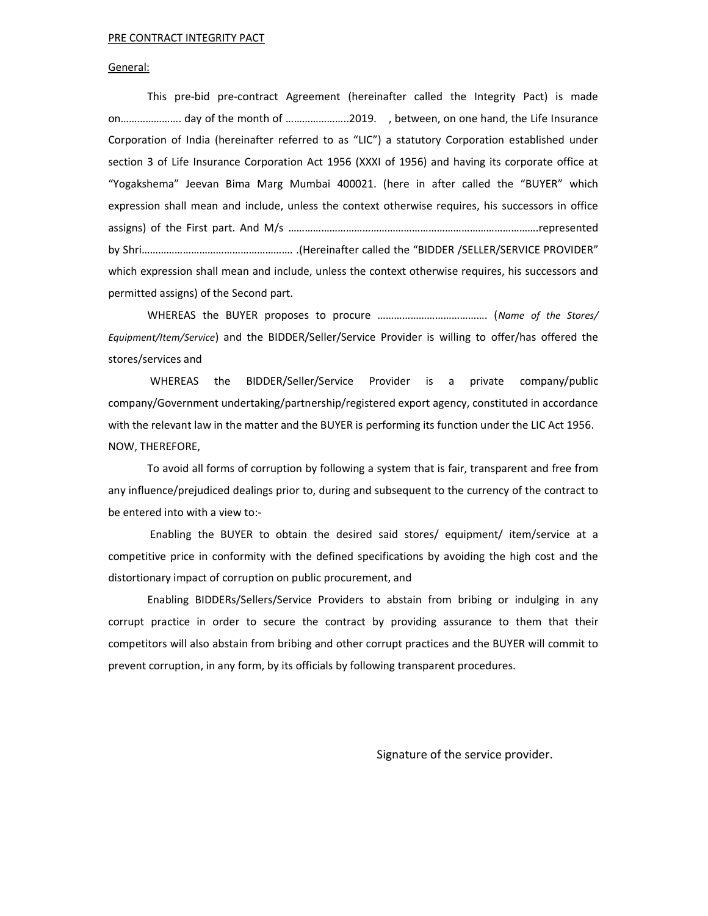PRE CONTRACT INTEGRITY PACT

General:

This pre-bid pre-contract Agreement (hereinafter called the Integrity Pact) is made on…………………. day of the month of …………………..2019. , between, on one hand, the Life Insurance Corporation of India (hereinafter referred to as "LIC") a statutory Corporation established under section 3 of Life Insurance Corporation Act 1956 (XXXI of 1956) and having its corporate office at "Yogakshema" Jeevan Bima Marg Mumbai 400021. (here in after called the "BUYER" which expression shall mean and include, unless the context otherwise requires, his successors in office assigns) of the First part. And M/s ……………………………………………………………………………….represented by Shri………………………………………………. .(Hereinafter called the "BIDDER /SELLER/SERVICE PROVIDER" which expression shall mean and include, unless the context otherwise requires, his successors and permitted assigns) of the Second part.

WHEREAS the BUYER proposes to procure ………………………………… (*Name of the Stores/ Equipment/Item/Service*) and the BIDDER/Seller/Service Provider is willing to offer/has offered the stores/services and

WHEREAS the BIDDER/Seller/Service Provider is a private company/public company/Government undertaking/partnership/registered export agency, constituted in accordance with the relevant law in the matter and the BUYER is performing its function under the LIC Act 1956.
NOW, THEREFORE,

To avoid all forms of corruption by following a system that is fair, transparent and free from any influence/prejudiced dealings prior to, during and subsequent to the currency of the contract to be entered into with a view to:-

Enabling the BUYER to obtain the desired said stores/ equipment/ item/service at a competitive price in conformity with the defined specifications by avoiding the high cost and the distortionary impact of corruption on public procurement, and

Enabling BIDDERs/Sellers/Service Providers to abstain from bribing or indulging in any corrupt practice in order to secure the contract by providing assurance to them that their competitors will also abstain from bribing and other corrupt practices and the BUYER will commit to prevent corruption, in any form, by its officials by following transparent procedures.

Signature of the service provider.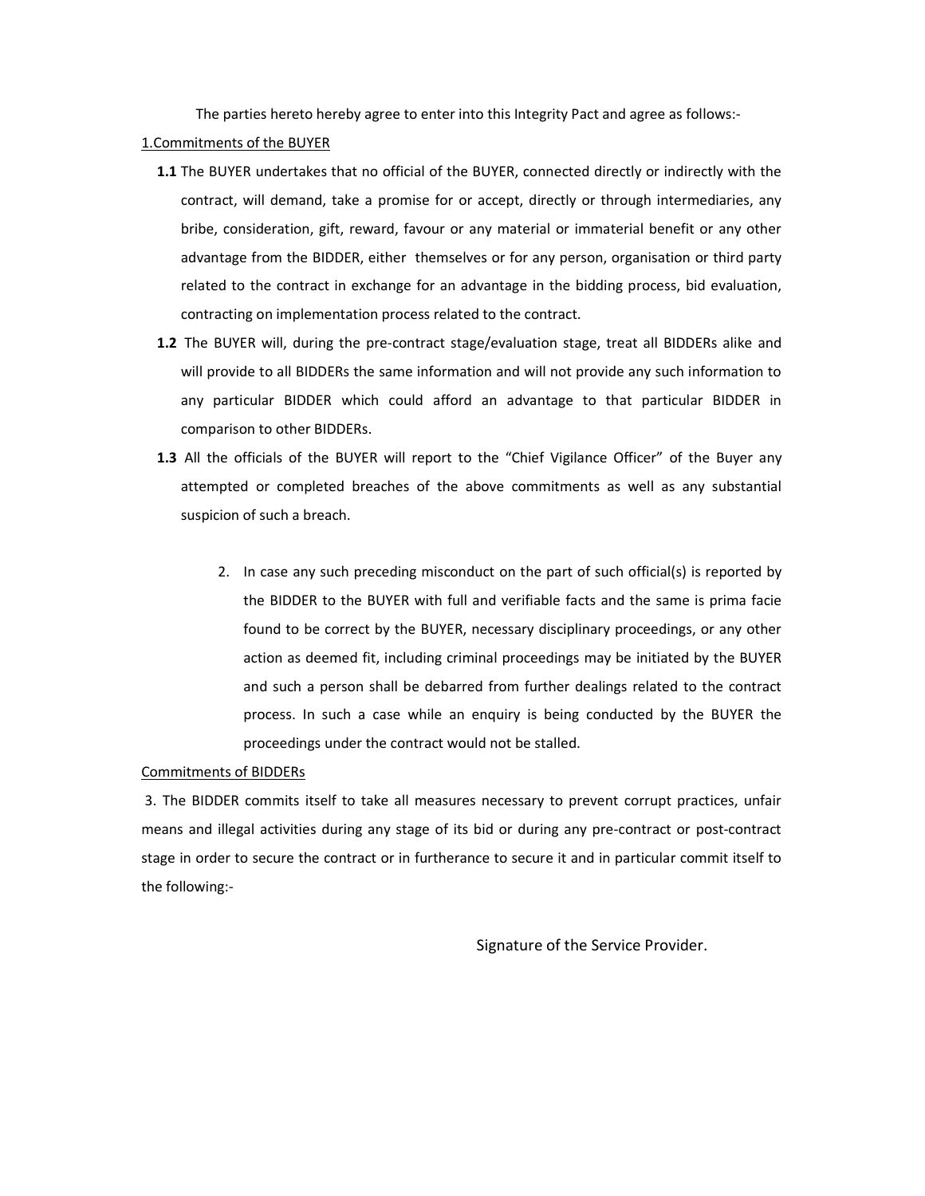The parties hereto hereby agree to enter into this Integrity Pact and agree as follows:-

1.Commitments of the BUYER

**1.1** The BUYER undertakes that no official of the BUYER, connected directly or indirectly with the contract, will demand, take a promise for or accept, directly or through intermediaries, any bribe, consideration, gift, reward, favour or any material or immaterial benefit or any other advantage from the BIDDER, either themselves or for any person, organisation or third party related to the contract in exchange for an advantage in the bidding process, bid evaluation, contracting on implementation process related to the contract.

**1.2** The BUYER will, during the pre-contract stage/evaluation stage, treat all BIDDERs alike and will provide to all BIDDERs the same information and will not provide any such information to any particular BIDDER which could afford an advantage to that particular BIDDER in comparison to other BIDDERs.

**1.3** All the officials of the BUYER will report to the "Chief Vigilance Officer" of the Buyer any attempted or completed breaches of the above commitments as well as any substantial suspicion of such a breach.

2. In case any such preceding misconduct on the part of such official(s) is reported by the BIDDER to the BUYER with full and verifiable facts and the same is prima facie found to be correct by the BUYER, necessary disciplinary proceedings, or any other action as deemed fit, including criminal proceedings may be initiated by the BUYER and such a person shall be debarred from further dealings related to the contract process. In such a case while an enquiry is being conducted by the BUYER the proceedings under the contract would not be stalled.

Commitments of BIDDERs

3. The BIDDER commits itself to take all measures necessary to prevent corrupt practices, unfair means and illegal activities during any stage of its bid or during any pre-contract or post-contract stage in order to secure the contract or in furtherance to secure it and in particular commit itself to the following:-

Signature of the Service Provider.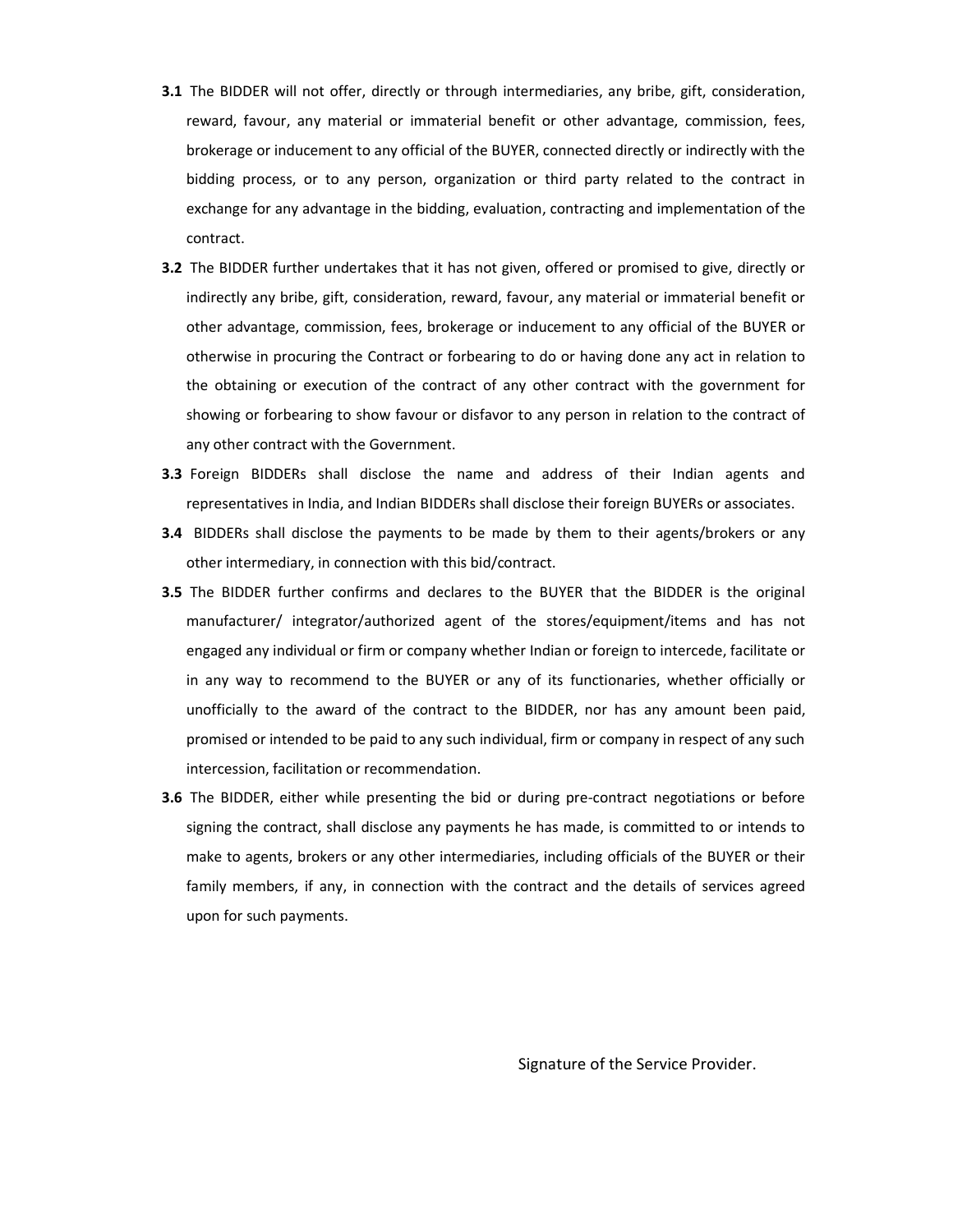**3.1** The BIDDER will not offer, directly or through intermediaries, any bribe, gift, consideration, reward, favour, any material or immaterial benefit or other advantage, commission, fees, brokerage or inducement to any official of the BUYER, connected directly or indirectly with the bidding process, or to any person, organization or third party related to the contract in exchange for any advantage in the bidding, evaluation, contracting and implementation of the contract.

**3.2** The BIDDER further undertakes that it has not given, offered or promised to give, directly or indirectly any bribe, gift, consideration, reward, favour, any material or immaterial benefit or other advantage, commission, fees, brokerage or inducement to any official of the BUYER or otherwise in procuring the Contract or forbearing to do or having done any act in relation to the obtaining or execution of the contract of any other contract with the government for showing or forbearing to show favour or disfavor to any person in relation to the contract of any other contract with the Government.

**3.3** Foreign BIDDERs shall disclose the name and address of their Indian agents and representatives in India, and Indian BIDDERs shall disclose their foreign BUYERs or associates.

**3.4** BIDDERs shall disclose the payments to be made by them to their agents/brokers or any other intermediary, in connection with this bid/contract.

**3.5** The BIDDER further confirms and declares to the BUYER that the BIDDER is the original manufacturer/ integrator/authorized agent of the stores/equipment/items and has not engaged any individual or firm or company whether Indian or foreign to intercede, facilitate or in any way to recommend to the BUYER or any of its functionaries, whether officially or unofficially to the award of the contract to the BIDDER, nor has any amount been paid, promised or intended to be paid to any such individual, firm or company in respect of any such intercession, facilitation or recommendation.

**3.6** The BIDDER, either while presenting the bid or during pre-contract negotiations or before signing the contract, shall disclose any payments he has made, is committed to or intends to make to agents, brokers or any other intermediaries, including officials of the BUYER or their family members, if any, in connection with the contract and the details of services agreed upon for such payments.

Signature of the Service Provider.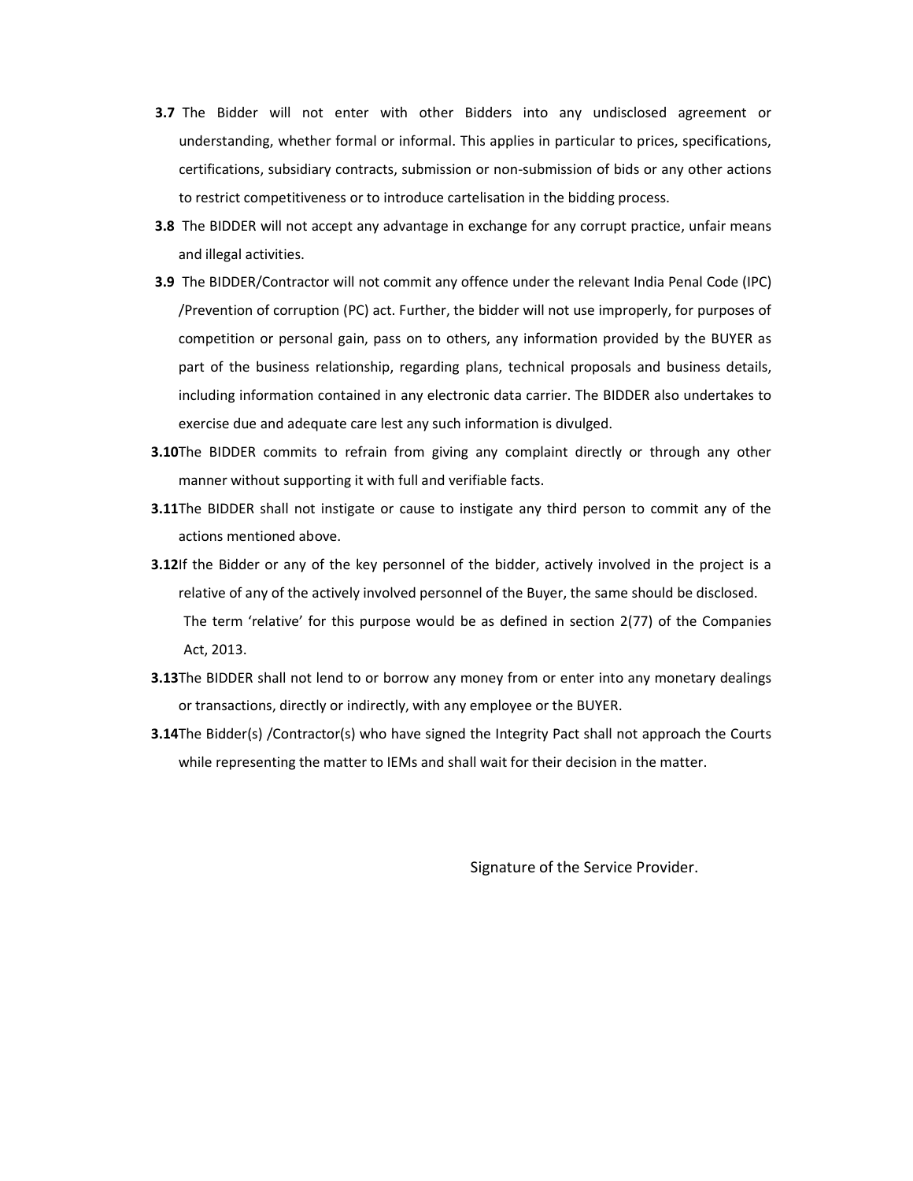**3.7** The Bidder will not enter with other Bidders into any undisclosed agreement or understanding, whether formal or informal. This applies in particular to prices, specifications, certifications, subsidiary contracts, submission or non-submission of bids or any other actions to restrict competitiveness or to introduce cartelisation in the bidding process.

**3.8** The BIDDER will not accept any advantage in exchange for any corrupt practice, unfair means and illegal activities.

**3.9** The BIDDER/Contractor will not commit any offence under the relevant India Penal Code (IPC) /Prevention of corruption (PC) act. Further, the bidder will not use improperly, for purposes of competition or personal gain, pass on to others, any information provided by the BUYER as part of the business relationship, regarding plans, technical proposals and business details, including information contained in any electronic data carrier. The BIDDER also undertakes to exercise due and adequate care lest any such information is divulged.

**3.10**The BIDDER commits to refrain from giving any complaint directly or through any other manner without supporting it with full and verifiable facts.

**3.11**The BIDDER shall not instigate or cause to instigate any third person to commit any of the actions mentioned above.

**3.12**If the Bidder or any of the key personnel of the bidder, actively involved in the project is a relative of any of the actively involved personnel of the Buyer, the same should be disclosed. The term 'relative' for this purpose would be as defined in section 2(77) of the Companies Act, 2013.

**3.13**The BIDDER shall not lend to or borrow any money from or enter into any monetary dealings or transactions, directly or indirectly, with any employee or the BUYER.

**3.14**The Bidder(s) /Contractor(s) who have signed the Integrity Pact shall not approach the Courts while representing the matter to IEMs and shall wait for their decision in the matter.

Signature of the Service Provider.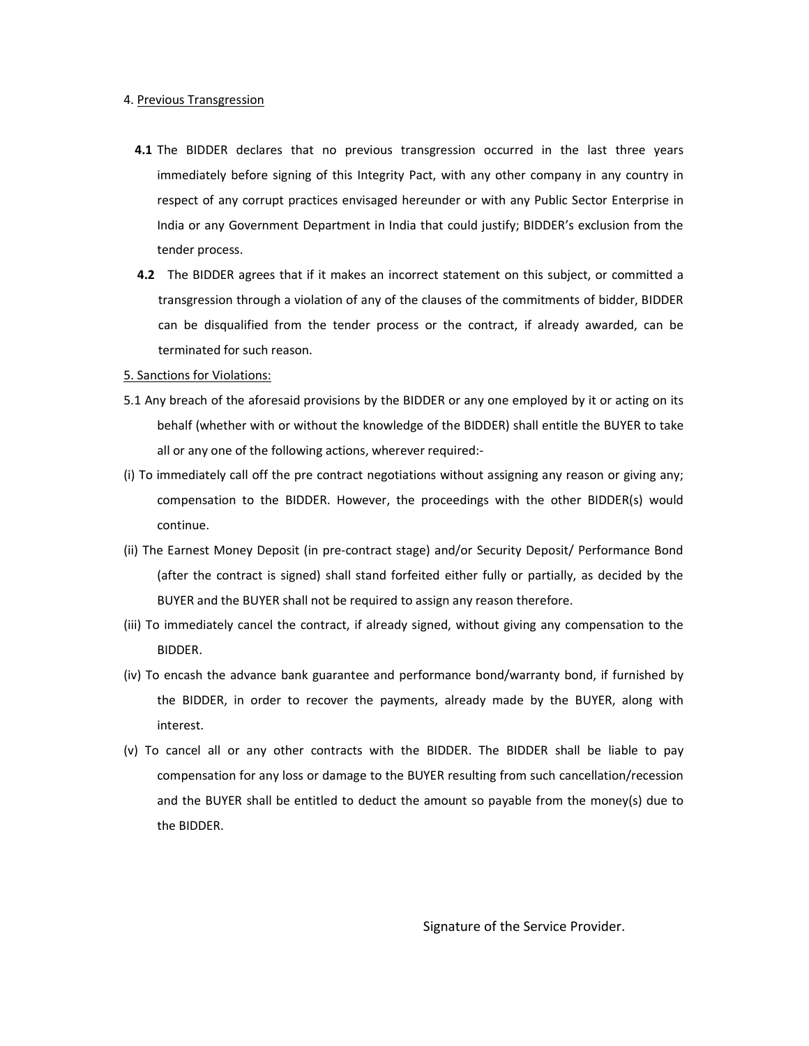4. <u>Previous Transgression</u>

**4.1** The BIDDER declares that no previous transgression occurred in the last three years immediately before signing of this Integrity Pact, with any other company in any country in respect of any corrupt practices envisaged hereunder or with any Public Sector Enterprise in India or any Government Department in India that could justify; BIDDER's exclusion from the tender process.

**4.2** The BIDDER agrees that if it makes an incorrect statement on this subject, or committed a transgression through a violation of any of the clauses of the commitments of bidder, BIDDER can be disqualified from the tender process or the contract, if already awarded, can be terminated for such reason.

5. <u>Sanctions for Violations:</u>

5.1 Any breach of the aforesaid provisions by the BIDDER or any one employed by it or acting on its behalf (whether with or without the knowledge of the BIDDER) shall entitle the BUYER to take all or any one of the following actions, wherever required:-

(i) To immediately call off the pre contract negotiations without assigning any reason or giving any; compensation to the BIDDER. However, the proceedings with the other BIDDER(s) would continue.

(ii) The Earnest Money Deposit (in pre-contract stage) and/or Security Deposit/ Performance Bond (after the contract is signed) shall stand forfeited either fully or partially, as decided by the BUYER and the BUYER shall not be required to assign any reason therefore.

(iii) To immediately cancel the contract, if already signed, without giving any compensation to the BIDDER.

(iv) To encash the advance bank guarantee and performance bond/warranty bond, if furnished by the BIDDER, in order to recover the payments, already made by the BUYER, along with interest.

(v) To cancel all or any other contracts with the BIDDER. The BIDDER shall be liable to pay compensation for any loss or damage to the BUYER resulting from such cancellation/recession and the BUYER shall be entitled to deduct the amount so payable from the money(s) due to the BIDDER.

Signature of the Service Provider.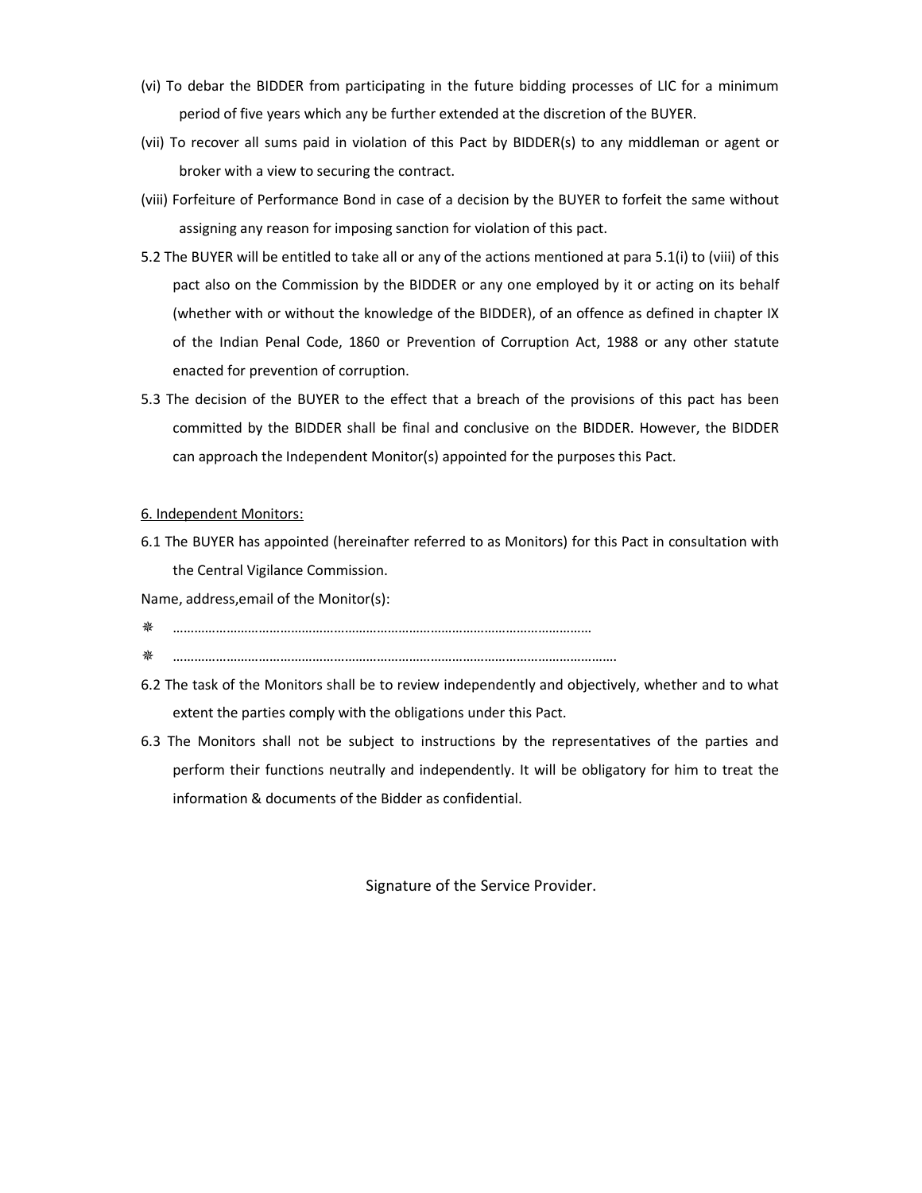(vi) To debar the BIDDER from participating in the future bidding processes of LIC for a minimum period of five years which any be further extended at the discretion of the BUYER.

(vii) To recover all sums paid in violation of this Pact by BIDDER(s) to any middleman or agent or broker with a view to securing the contract.

(viii) Forfeiture of Performance Bond in case of a decision by the BUYER to forfeit the same without assigning any reason for imposing sanction for violation of this pact.

5.2 The BUYER will be entitled to take all or any of the actions mentioned at para 5.1(i) to (viii) of this pact also on the Commission by the BIDDER or any one employed by it or acting on its behalf (whether with or without the knowledge of the BIDDER), of an offence as defined in chapter IX of the Indian Penal Code, 1860 or Prevention of Corruption Act, 1988 or any other statute enacted for prevention of corruption.

5.3 The decision of the BUYER to the effect that a breach of the provisions of this pact has been committed by the BIDDER shall be final and conclusive on the BIDDER. However, the BIDDER can approach the Independent Monitor(s) appointed for the purposes this Pact.

<u>6. Independent Monitors:</u>

6.1 The BUYER has appointed (hereinafter referred to as Monitors) for this Pact in consultation with the Central Vigilance Commission.

Name, address,email of the Monitor(s):

- ……………………………………………………………………………………………………
- ……………………………………………………………………………………………………….

6.2 The task of the Monitors shall be to review independently and objectively, whether and to what extent the parties comply with the obligations under this Pact.

6.3 The Monitors shall not be subject to instructions by the representatives of the parties and perform their functions neutrally and independently. It will be obligatory for him to treat the information & documents of the Bidder as confidential.

Signature of the Service Provider.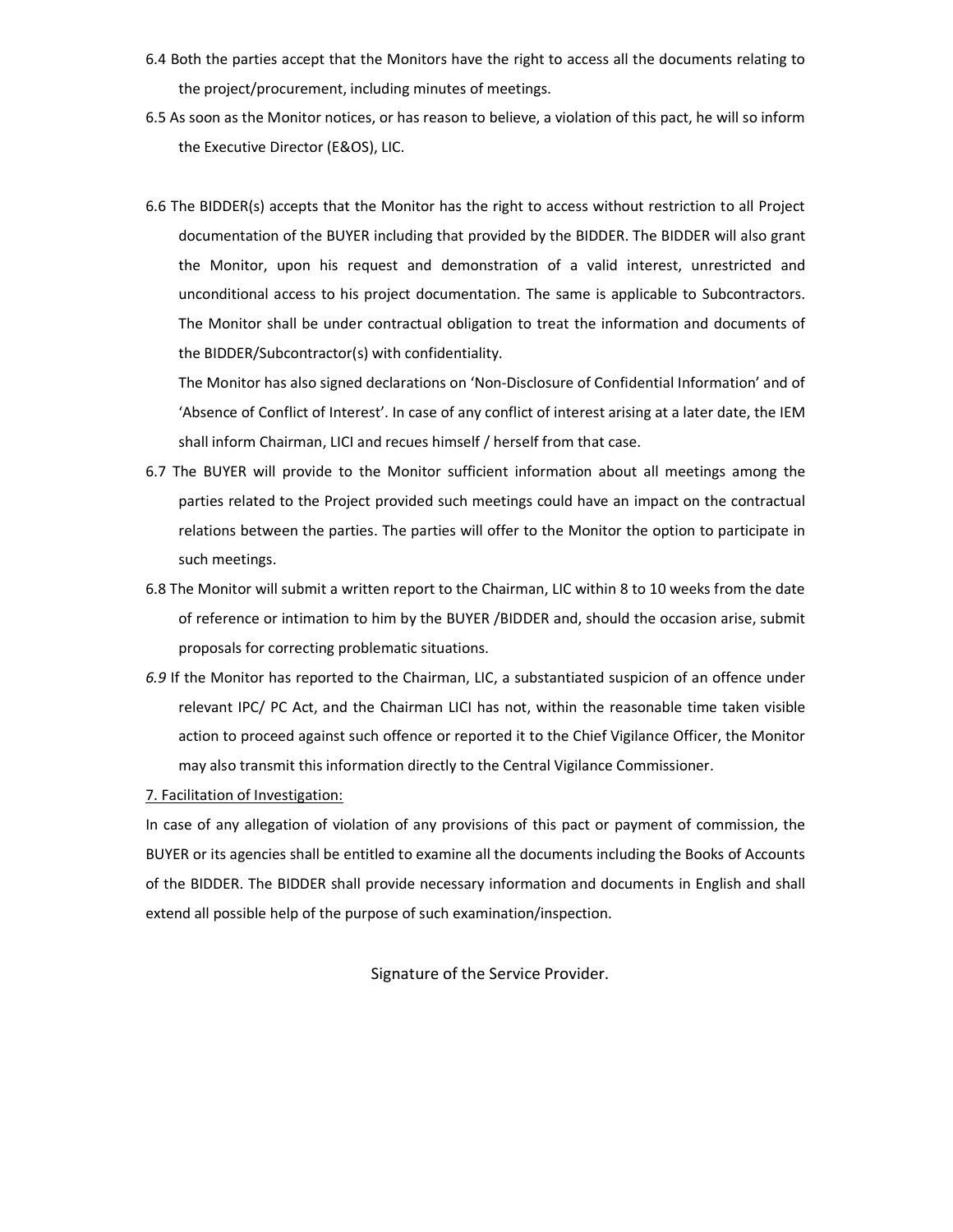6.4 Both the parties accept that the Monitors have the right to access all the documents relating to the project/procurement, including minutes of meetings.

6.5 As soon as the Monitor notices, or has reason to believe, a violation of this pact, he will so inform the Executive Director (E&OS), LIC.

6.6 The BIDDER(s) accepts that the Monitor has the right to access without restriction to all Project documentation of the BUYER including that provided by the BIDDER. The BIDDER will also grant the Monitor, upon his request and demonstration of a valid interest, unrestricted and unconditional access to his project documentation. The same is applicable to Subcontractors. The Monitor shall be under contractual obligation to treat the information and documents of the BIDDER/Subcontractor(s) with confidentiality.

The Monitor has also signed declarations on 'Non-Disclosure of Confidential Information' and of 'Absence of Conflict of Interest'. In case of any conflict of interest arising at a later date, the IEM shall inform Chairman, LICI and recues himself / herself from that case.

6.7 The BUYER will provide to the Monitor sufficient information about all meetings among the parties related to the Project provided such meetings could have an impact on the contractual relations between the parties. The parties will offer to the Monitor the option to participate in such meetings.

6.8 The Monitor will submit a written report to the Chairman, LIC within 8 to 10 weeks from the date of reference or intimation to him by the BUYER /BIDDER and, should the occasion arise, submit proposals for correcting problematic situations.

*6.9* If the Monitor has reported to the Chairman, LIC, a substantiated suspicion of an offence under relevant IPC/ PC Act, and the Chairman LICI has not, within the reasonable time taken visible action to proceed against such offence or reported it to the Chief Vigilance Officer, the Monitor may also transmit this information directly to the Central Vigilance Commissioner.

7. Facilitation of Investigation:

In case of any allegation of violation of any provisions of this pact or payment of commission, the BUYER or its agencies shall be entitled to examine all the documents including the Books of Accounts of the BIDDER. The BIDDER shall provide necessary information and documents in English and shall extend all possible help of the purpose of such examination/inspection.

Signature of the Service Provider.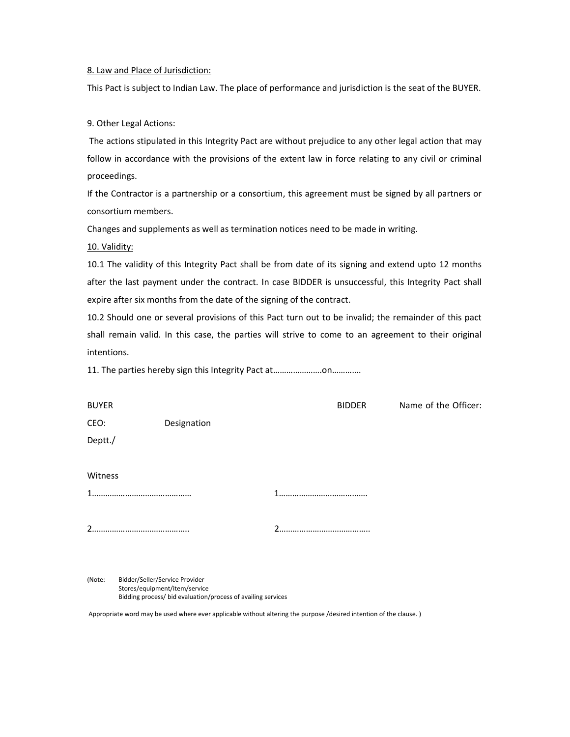8. Law and Place of Jurisdiction:

This Pact is subject to Indian Law. The place of performance and jurisdiction is the seat of the BUYER.

9. Other Legal Actions:

The actions stipulated in this Integrity Pact are without prejudice to any other legal action that may follow in accordance with the provisions of the extent law in force relating to any civil or criminal proceedings.

If the Contractor is a partnership or a consortium, this agreement must be signed by all partners or consortium members.

Changes and supplements as well as termination notices need to be made in writing.

10. Validity:

10.1 The validity of this Integrity Pact shall be from date of its signing and extend upto 12 months after the last payment under the contract. In case BIDDER is unsuccessful, this Integrity Pact shall expire after six months from the date of the signing of the contract.

10.2 Should one or several provisions of this Pact turn out to be invalid; the remainder of this pact shall remain valid. In this case, the parties will strive to come to an agreement to their original intentions.

11. The parties hereby sign this Integrity Pact at………………….on…………

BUYER BIDDER Name of the Officer:

CEO: Designation

Deptt./

Witness

1……………………………………… 1………………………………….

2…………………………………….. 2…………………………………..

(Note: Bidder/Seller/Service Provider
Stores/equipment/item/service
Bidding process/ bid evaluation/process of availing services

Appropriate word may be used where ever applicable without altering the purpose /desired intention of the clause. )